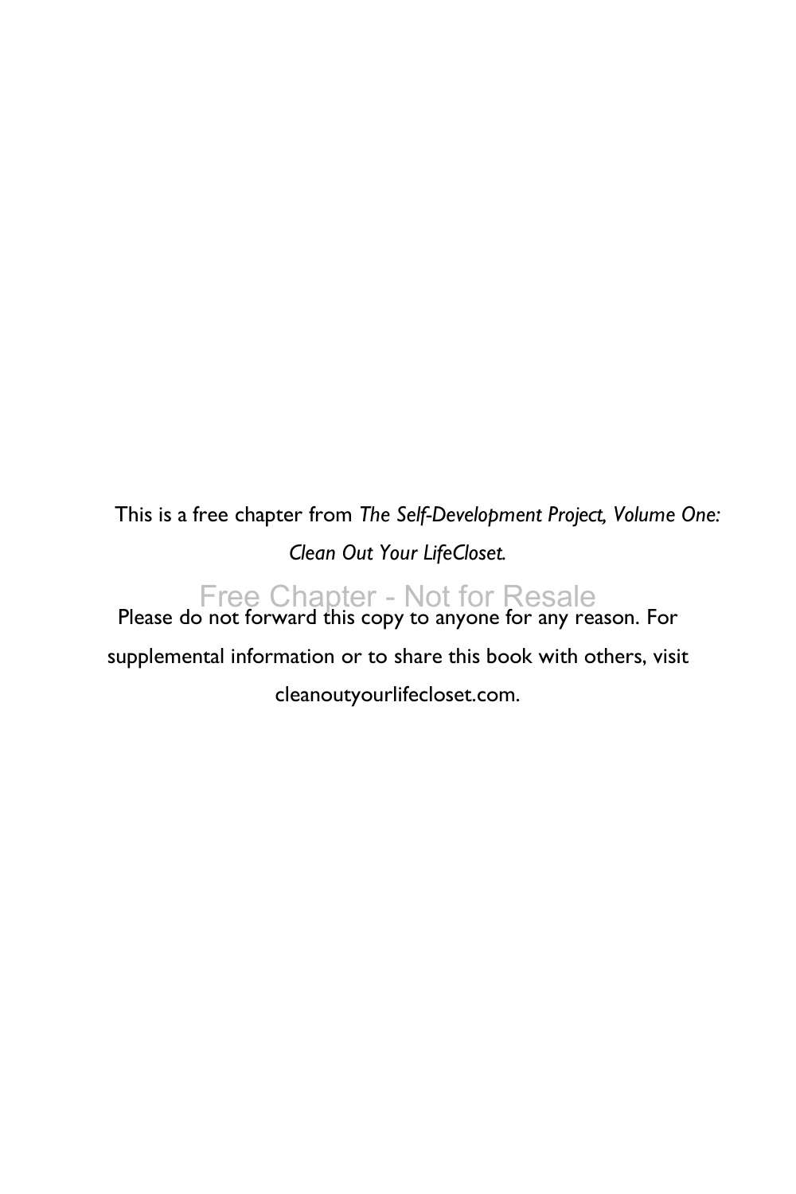This is a free chapter from *The Self-Development Project, Volume One: Clean Out Your LifeCloset.*

Free Chapter - Not for Resale

Please do not forward this copy to anyone for any reason. For supplemental information or to share this book with others, visit cleanoutyourlifecloset.com.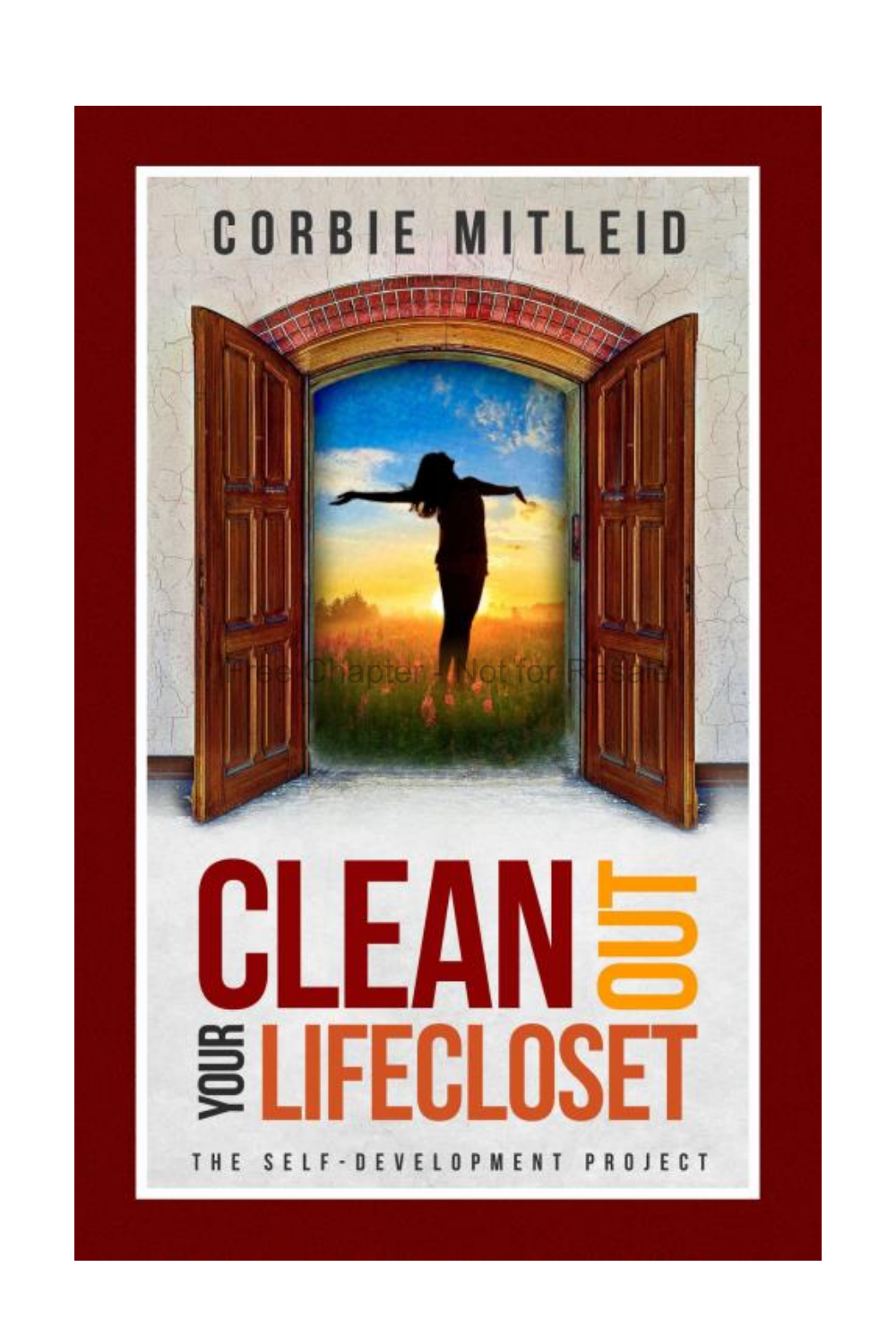CORBIE MITLEID

Free Chapter - Not for Resale

# CLEAN OUT YOUR LIFECLOSET

THE SELF-DEVELOPMENT PROJECT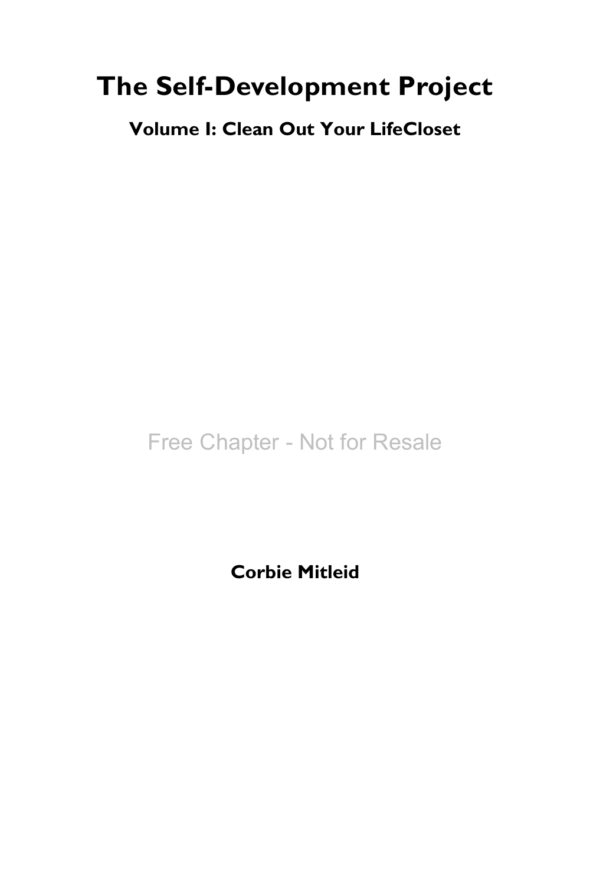# The Self-Development Project

## Volume I: Clean Out Your LifeCloset

Free Chapter - Not for Resale

**Corbie Mitleid**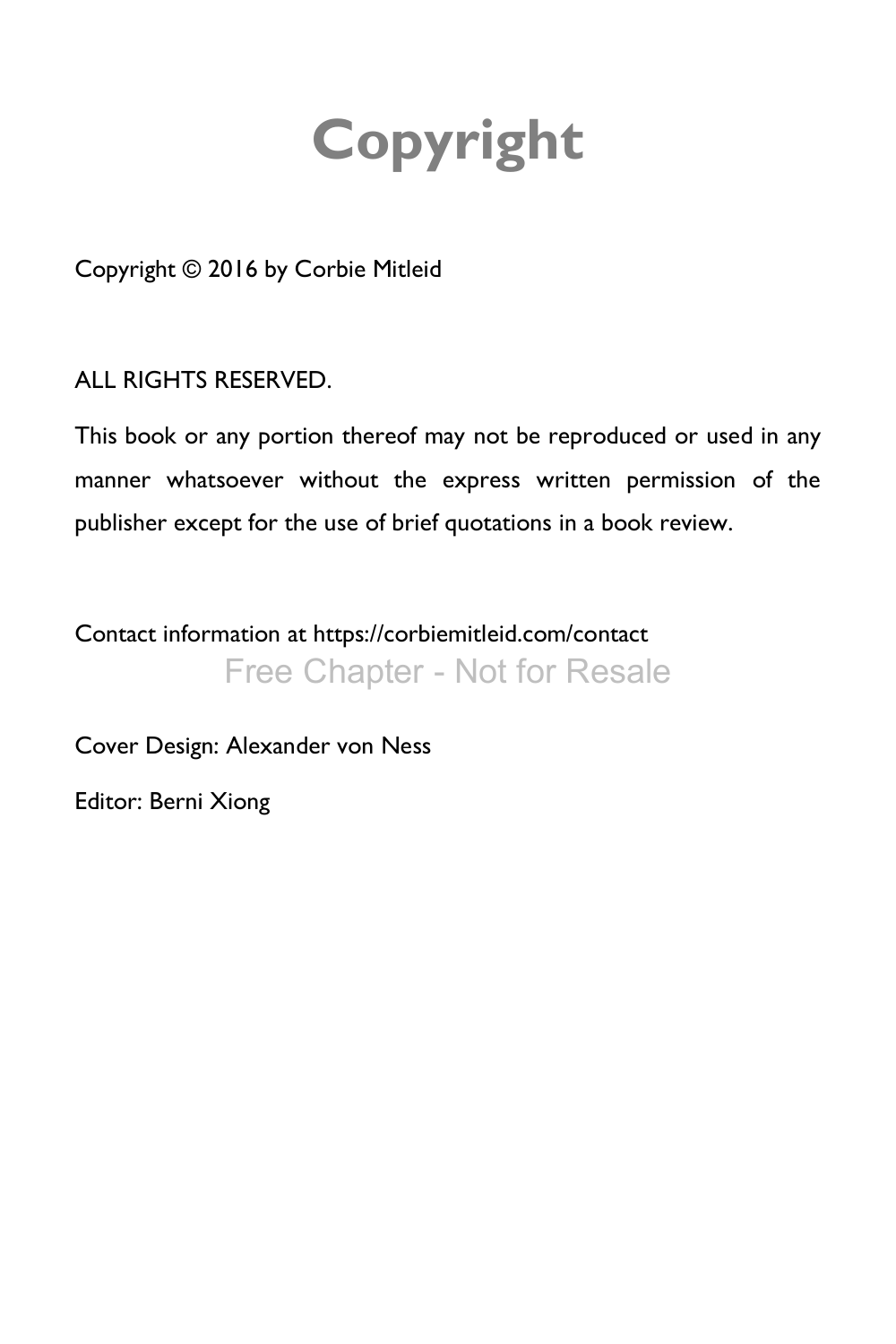# Copyright

Copyright © 2016 by Corbie Mitleid

ALL RIGHTS RESERVED.

This book or any portion thereof may not be reproduced or used in any manner whatsoever without the express written permission of the publisher except for the use of brief quotations in a book review.

Contact information at https://corbiemitleid.com/contact

Free Chapter - Not for Resale

Cover Design: Alexander von Ness

Editor: Berni Xiong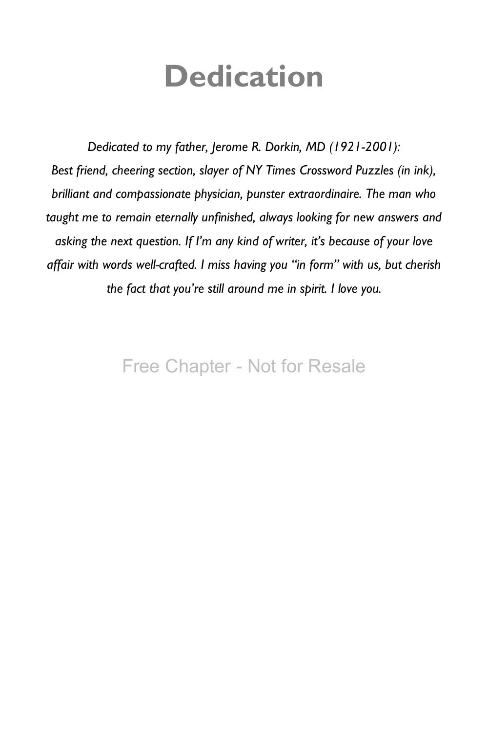# Dedication

*Dedicated to my father, Jerome R. Dorkin, MD (1921-2001): Best friend, cheering section, slayer of NY Times Crossword Puzzles (in ink), brilliant and compassionate physician, punster extraordinaire. The man who taught me to remain eternally unfinished, always looking for new answers and asking the next question. If I'm any kind of writer, it's because of your love affair with words well-crafted. I miss having you "in form" with us, but cherish the fact that you're still around me in spirit. I love you.*

Free Chapter - Not for Resale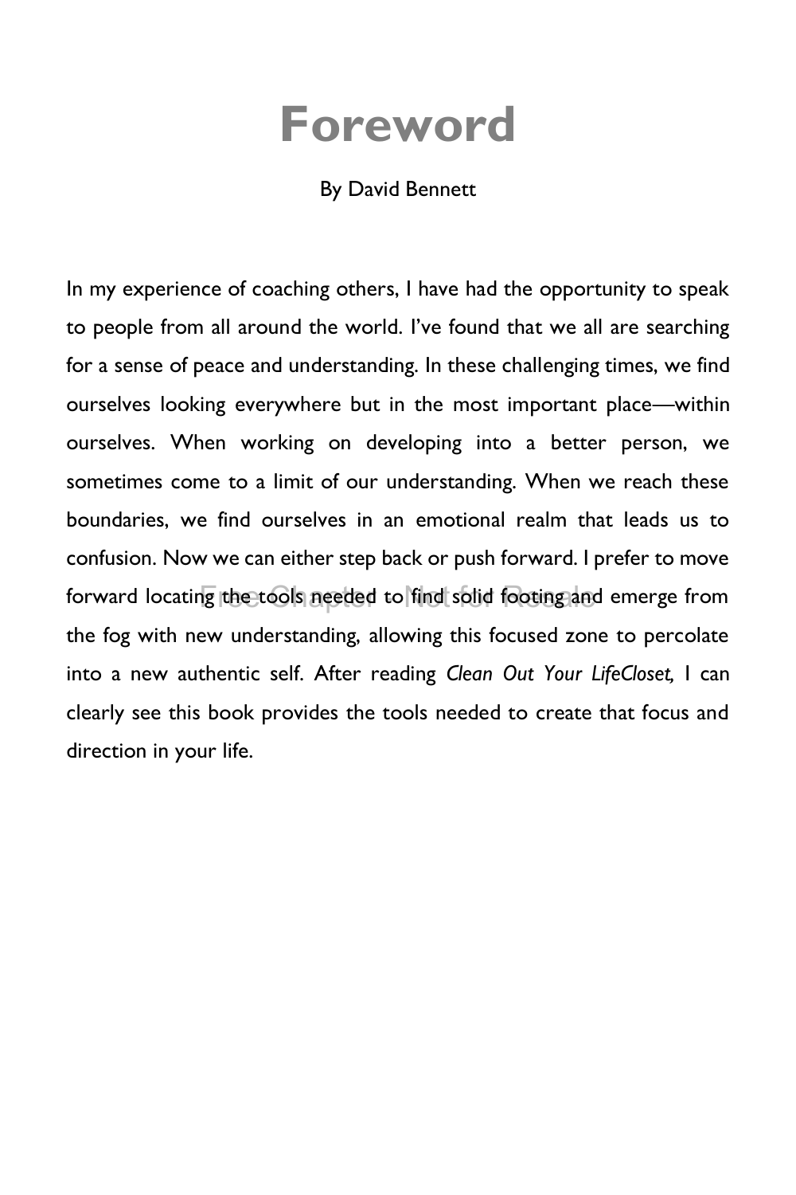# Foreword

By David Bennett

In my experience of coaching others, I have had the opportunity to speak to people from all around the world. I've found that we all are searching for a sense of peace and understanding. In these challenging times, we find ourselves looking everywhere but in the most important place—within ourselves. When working on developing into a better person, we sometimes come to a limit of our understanding. When we reach these boundaries, we find ourselves in an emotional realm that leads us to confusion. Now we can either step back or push forward. I prefer to move forward locating the tools needed to find solid footing and emerge from the fog with new understanding, allowing this focused zone to percolate into a new authentic self. After reading *Clean Out Your LifeCloset,* I can clearly see this book provides the tools needed to create that focus and direction in your life.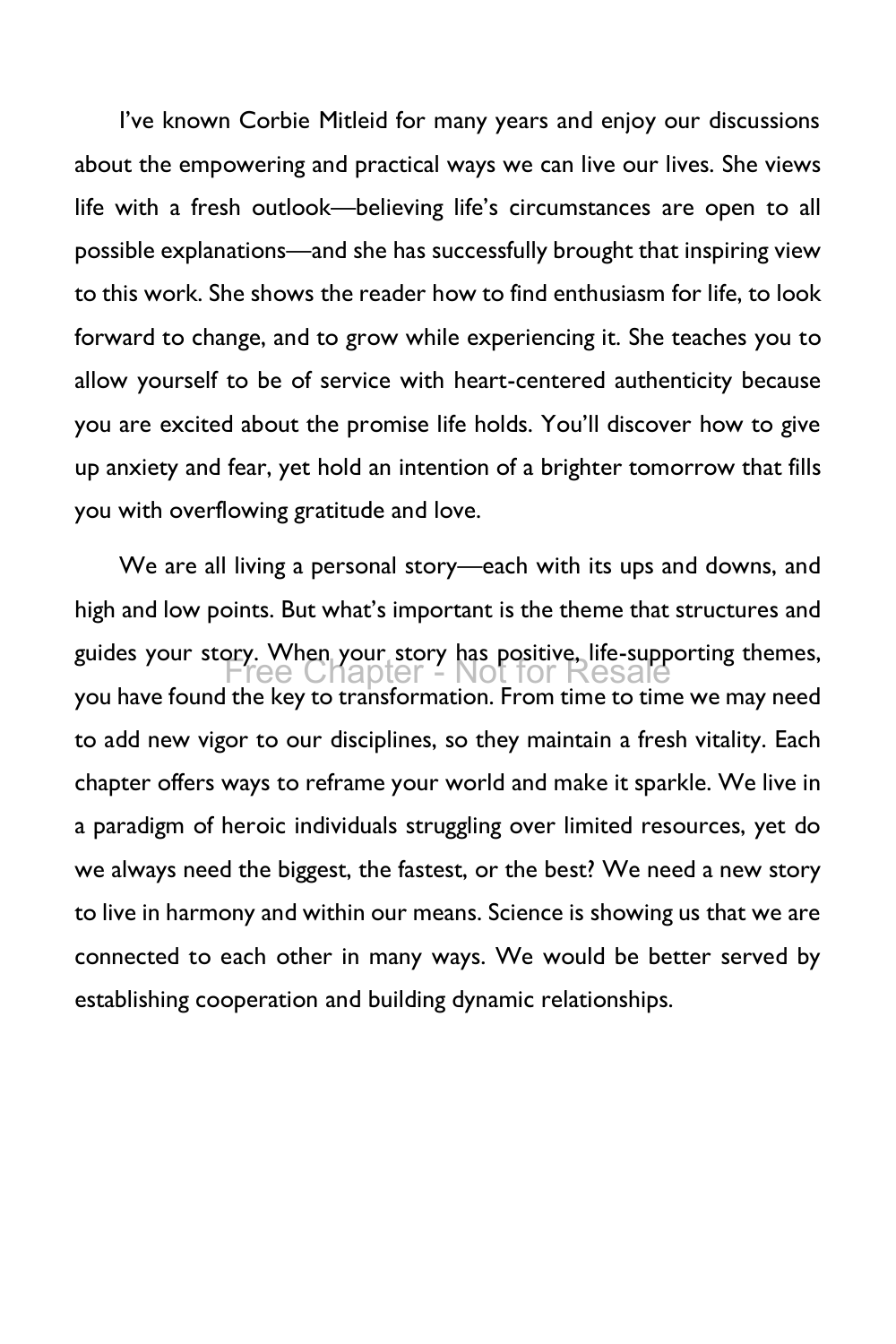I've known Corbie Mitleid for many years and enjoy our discussions about the empowering and practical ways we can live our lives. She views life with a fresh outlook—believing life's circumstances are open to all possible explanations—and she has successfully brought that inspiring view to this work. She shows the reader how to find enthusiasm for life, to look forward to change, and to grow while experiencing it. She teaches you to allow yourself to be of service with heart-centered authenticity because you are excited about the promise life holds. You'll discover how to give up anxiety and fear, yet hold an intention of a brighter tomorrow that fills you with overflowing gratitude and love.

We are all living a personal story—each with its ups and downs, and high and low points. But what's important is the theme that structures and guides your story. When your story has positive, life-supporting themes, you have found the key to transformation. From time to time we may need to add new vigor to our disciplines, so they maintain a fresh vitality. Each chapter offers ways to reframe your world and make it sparkle. We live in a paradigm of heroic individuals struggling over limited resources, yet do we always need the biggest, the fastest, or the best? We need a new story to live in harmony and within our means. Science is showing us that we are connected to each other in many ways. We would be better served by establishing cooperation and building dynamic relationships.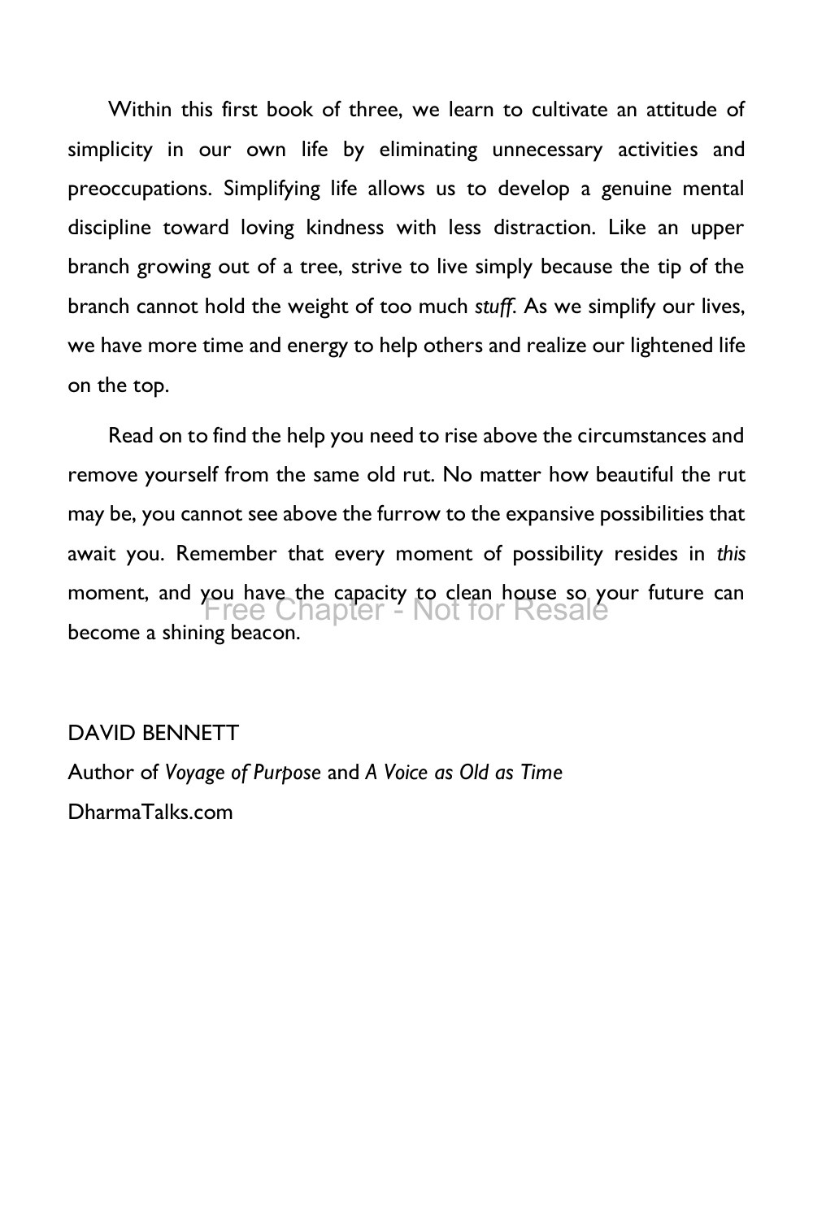Within this first book of three, we learn to cultivate an attitude of simplicity in our own life by eliminating unnecessary activities and preoccupations. Simplifying life allows us to develop a genuine mental discipline toward loving kindness with less distraction. Like an upper branch growing out of a tree, strive to live simply because the tip of the branch cannot hold the weight of too much *stuff*. As we simplify our lives, we have more time and energy to help others and realize our lightened life on the top.

Read on to find the help you need to rise above the circumstances and remove yourself from the same old rut. No matter how beautiful the rut may be, you cannot see above the furrow to the expansive possibilities that await you. Remember that every moment of possibility resides in *this* moment, and you have the capacity to clean house so your future can become a shining beacon.

DAVID BENNETT
Author of *Voyage of Purpose* and *A Voice as Old as Time*
DharmaTalks.com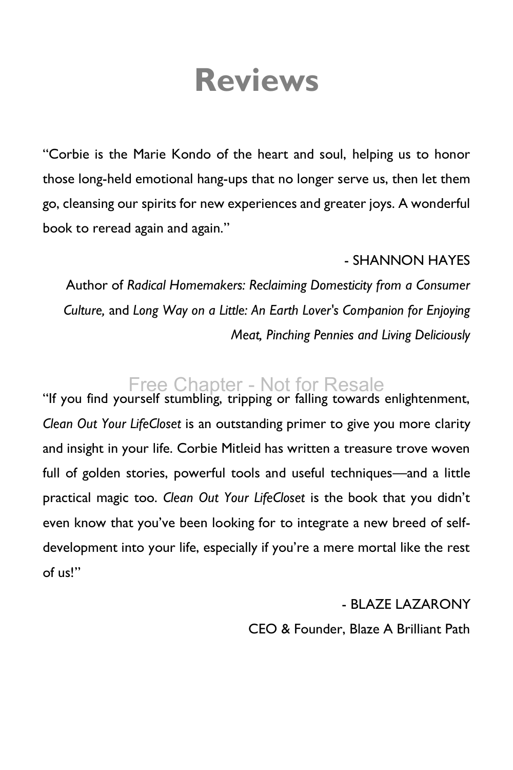# Reviews

"Corbie is the Marie Kondo of the heart and soul, helping us to honor those long-held emotional hang-ups that no longer serve us, then let them go, cleansing our spirits for new experiences and greater joys. A wonderful book to reread again and again."

- SHANNON HAYES

Author of *Radical Homemakers: Reclaiming Domesticity from a Consumer Culture,* and *Long Way on a Little: An Earth Lover's Companion for Enjoying Meat, Pinching Pennies and Living Deliciously*

Free Chapter - Not for Resale

"If you find yourself stumbling, tripping or falling towards enlightenment, *Clean Out Your LifeCloset* is an outstanding primer to give you more clarity and insight in your life. Corbie Mitleid has written a treasure trove woven full of golden stories, powerful tools and useful techniques—and a little practical magic too. *Clean Out Your LifeCloset* is the book that you didn't even know that you've been looking for to integrate a new breed of self-development into your life, especially if you're a mere mortal like the rest of us!"

- BLAZE LAZARONY

CEO & Founder, Blaze A Brilliant Path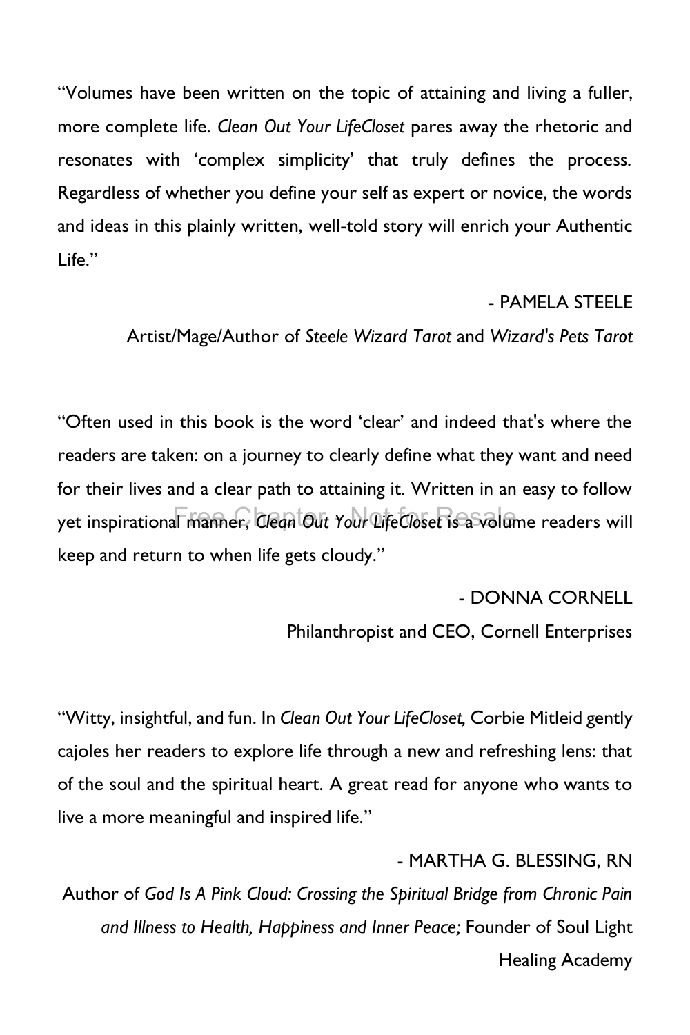"Volumes have been written on the topic of attaining and living a fuller, more complete life. *Clean Out Your LifeCloset* pares away the rhetoric and resonates with 'complex simplicity' that truly defines the process. Regardless of whether you define your self as expert or novice, the words and ideas in this plainly written, well-told story will enrich your Authentic Life."

- PAMELA STEELE

Artist/Mage/Author of *Steele Wizard Tarot* and *Wizard's Pets Tarot*

"Often used in this book is the word 'clear' and indeed that's where the readers are taken: on a journey to clearly define what they want and need for their lives and a clear path to attaining it. Written in an easy to follow yet inspirational manner, *Clean Out Your LifeCloset* is a volume readers will keep and return to when life gets cloudy."

- DONNA CORNELL

Philanthropist and CEO, Cornell Enterprises

"Witty, insightful, and fun. In *Clean Out Your LifeCloset,* Corbie Mitleid gently cajoles her readers to explore life through a new and refreshing lens: that of the soul and the spiritual heart. A great read for anyone who wants to live a more meaningful and inspired life."

- MARTHA G. BLESSING, RN

Author of *God Is A Pink Cloud: Crossing the Spiritual Bridge from Chronic Pain and Illness to Health, Happiness and Inner Peace;* Founder of Soul Light Healing Academy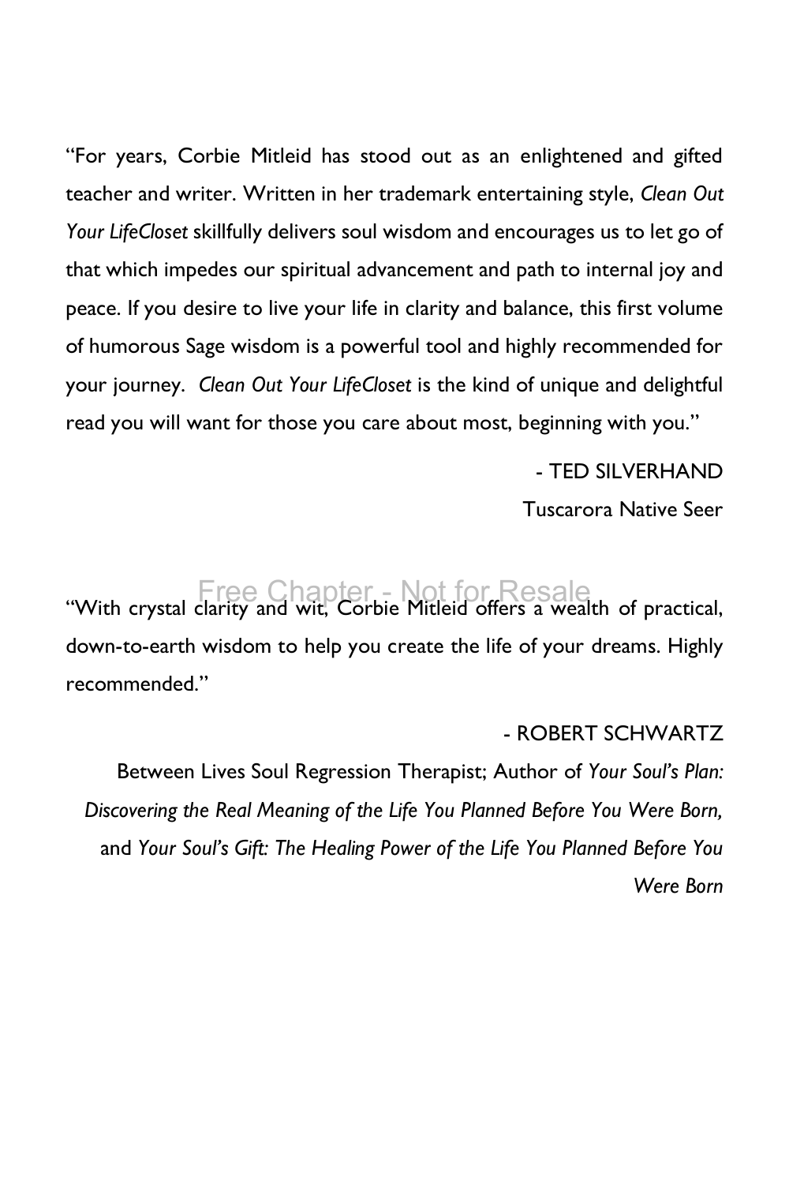"For years, Corbie Mitleid has stood out as an enlightened and gifted teacher and writer. Written in her trademark entertaining style, *Clean Out Your LifeCloset* skillfully delivers soul wisdom and encourages us to let go of that which impedes our spiritual advancement and path to internal joy and peace. If you desire to live your life in clarity and balance, this first volume of humorous Sage wisdom is a powerful tool and highly recommended for your journey. *Clean Out Your LifeCloset* is the kind of unique and delightful read you will want for those you care about most, beginning with you."

- TED SILVERHAND
Tuscarora Native Seer

"With crystal clarity and wit, Corbie Mitleid offers a wealth of practical, down-to-earth wisdom to help you create the life of your dreams. Highly recommended."

- ROBERT SCHWARTZ
Between Lives Soul Regression Therapist; Author of *Your Soul's Plan: Discovering the Real Meaning of the Life You Planned Before You Were Born,* and *Your Soul's Gift: The Healing Power of the Life You Planned Before You Were Born*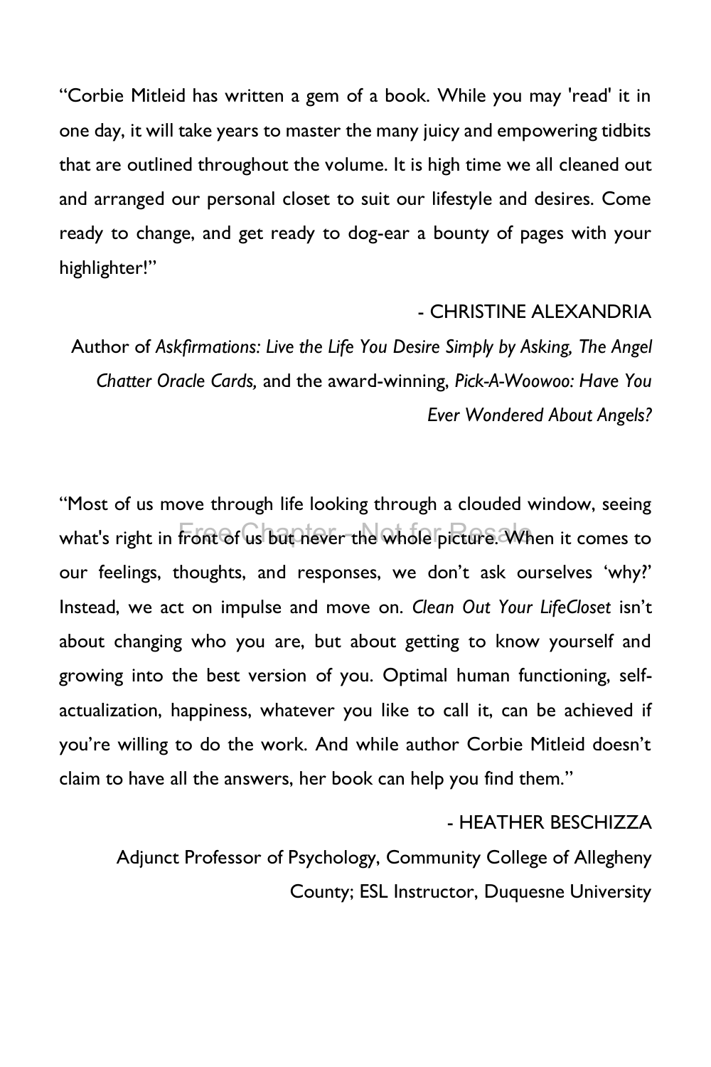"Corbie Mitleid has written a gem of a book. While you may 'read' it in one day, it will take years to master the many juicy and empowering tidbits that are outlined throughout the volume. It is high time we all cleaned out and arranged our personal closet to suit our lifestyle and desires. Come ready to change, and get ready to dog-ear a bounty of pages with your highlighter!"

- CHRISTINE ALEXANDRIA

Author of *Askfirmations: Live the Life You Desire Simply by Asking, The Angel Chatter Oracle Cards,* and the award-winning, *Pick-A-Woowoo: Have You Ever Wondered About Angels?*

"Most of us move through life looking through a clouded window, seeing what's right in front of us but never the whole picture. When it comes to our feelings, thoughts, and responses, we don't ask ourselves 'why?' Instead, we act on impulse and move on. *Clean Out Your LifeCloset* isn't about changing who you are, but about getting to know yourself and growing into the best version of you. Optimal human functioning, self-actualization, happiness, whatever you like to call it, can be achieved if you're willing to do the work. And while author Corbie Mitleid doesn't claim to have all the answers, her book can help you find them."

- HEATHER BESCHIZZA

Adjunct Professor of Psychology, Community College of Allegheny County; ESL Instructor, Duquesne University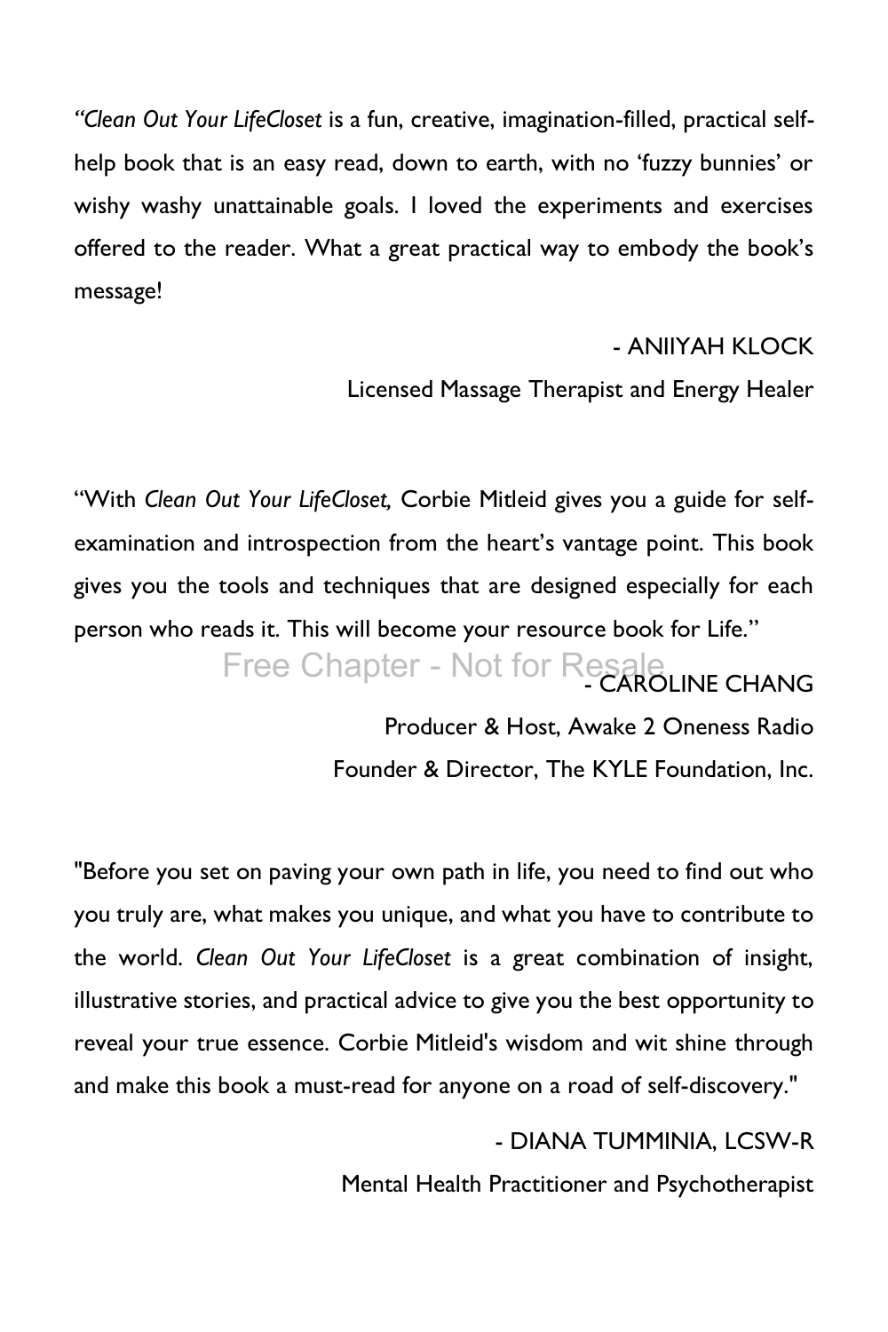*"Clean Out Your LifeCloset* is a fun, creative, imagination-filled, practical self-help book that is an easy read, down to earth, with no 'fuzzy bunnies' or wishy washy unattainable goals. I loved the experiments and exercises offered to the reader. What a great practical way to embody the book's message!

- ANIIYAH KLOCK

Licensed Massage Therapist and Energy Healer

"With *Clean Out Your LifeCloset,* Corbie Mitleid gives you a guide for self-examination and introspection from the heart's vantage point. This book gives you the tools and techniques that are designed especially for each person who reads it. This will become your resource book for Life."

- CAROLINE CHANG

Producer & Host, Awake 2 Oneness Radio

Founder & Director, The KYLE Foundation, Inc.

"Before you set on paving your own path in life, you need to find out who you truly are, what makes you unique, and what you have to contribute to the world. *Clean Out Your LifeCloset* is a great combination of insight, illustrative stories, and practical advice to give you the best opportunity to reveal your true essence. Corbie Mitleid's wisdom and wit shine through and make this book a must-read for anyone on a road of self-discovery."

- DIANA TUMMINIA, LCSW-R

Mental Health Practitioner and Psychotherapist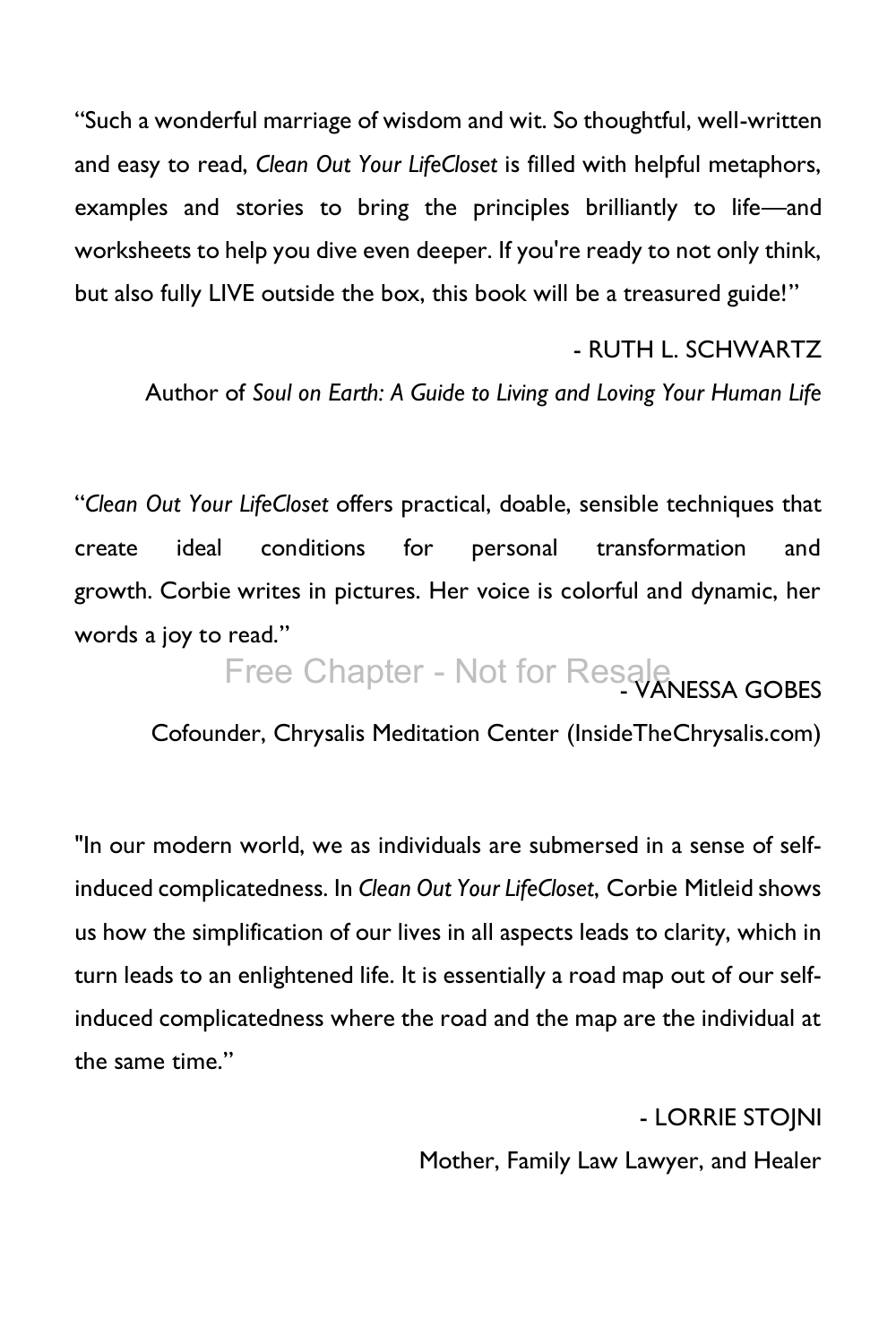"Such a wonderful marriage of wisdom and wit. So thoughtful, well-written and easy to read, *Clean Out Your LifeCloset* is filled with helpful metaphors, examples and stories to bring the principles brilliantly to life—and worksheets to help you dive even deeper. If you're ready to not only think, but also fully LIVE outside the box, this book will be a treasured guide!"

- RUTH L. SCHWARTZ

Author of *Soul on Earth: A Guide to Living and Loving Your Human Life*

"*Clean Out Your LifeCloset* offers practical, doable, sensible techniques that create ideal conditions for personal transformation and growth. Corbie writes in pictures. Her voice is colorful and dynamic, her words a joy to read."

- VANESSA GOBES

Cofounder, Chrysalis Meditation Center (InsideTheChrysalis.com)

"In our modern world, we as individuals are submersed in a sense of self-induced complicatedness. In *Clean Out Your LifeCloset*, Corbie Mitleid shows us how the simplification of our lives in all aspects leads to clarity, which in turn leads to an enlightened life. It is essentially a road map out of our self-induced complicatedness where the road and the map are the individual at the same time."

- LORRIE STOJNI

Mother, Family Law Lawyer, and Healer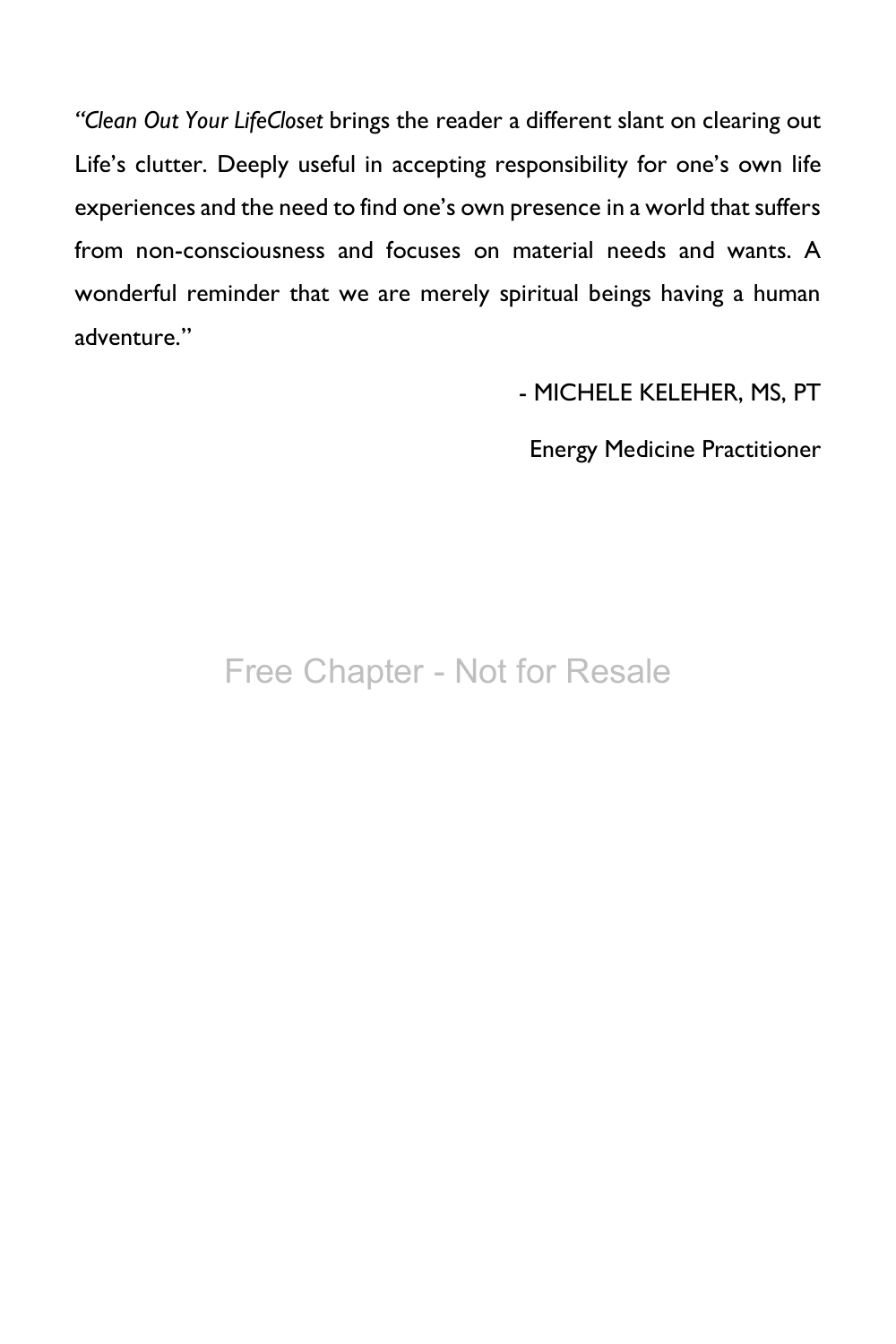"*Clean Out Your LifeCloset* brings the reader a different slant on clearing out Life's clutter. Deeply useful in accepting responsibility for one's own life experiences and the need to find one's own presence in a world that suffers from non-consciousness and focuses on material needs and wants. A wonderful reminder that we are merely spiritual beings having a human adventure."

- MICHELE KELEHER, MS, PT

Energy Medicine Practitioner

Free Chapter - Not for Resale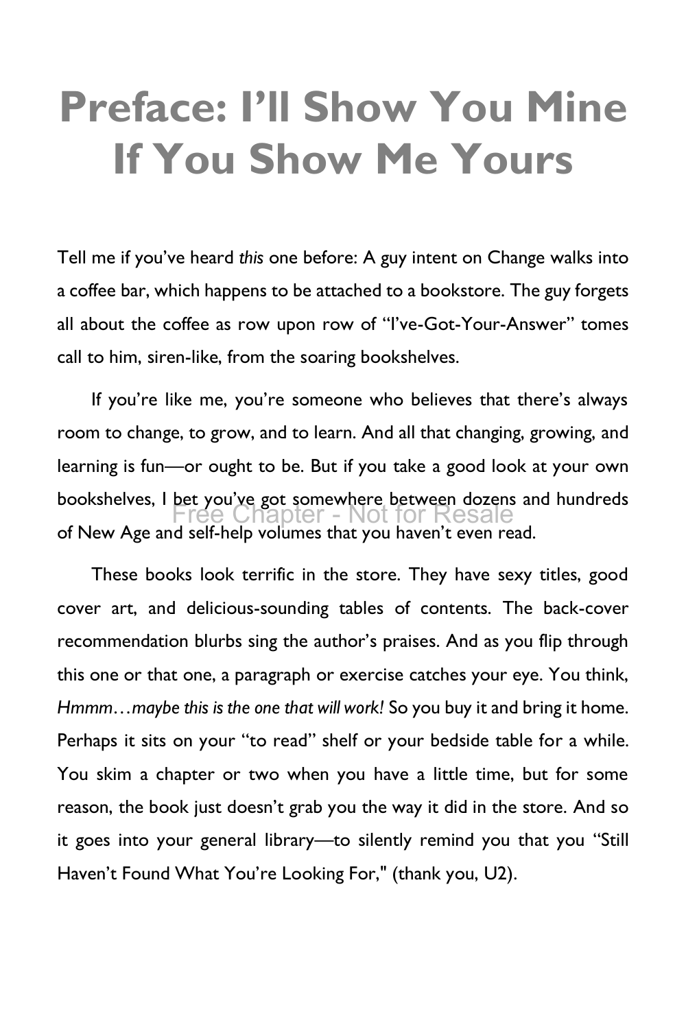# Preface: I'll Show You Mine If You Show Me Yours

Tell me if you've heard *this* one before: A guy intent on Change walks into a coffee bar, which happens to be attached to a bookstore. The guy forgets all about the coffee as row upon row of "I've-Got-Your-Answer" tomes call to him, siren-like, from the soaring bookshelves.

If you're like me, you're someone who believes that there's always room to change, to grow, and to learn. And all that changing, growing, and learning is fun—or ought to be. But if you take a good look at your own bookshelves, I bet you've got somewhere between dozens and hundreds of New Age and self-help volumes that you haven't even read.

These books look terrific in the store. They have sexy titles, good cover art, and delicious-sounding tables of contents. The back-cover recommendation blurbs sing the author's praises. And as you flip through this one or that one, a paragraph or exercise catches your eye. You think, *Hmmm…maybe this is the one that will work!* So you buy it and bring it home. Perhaps it sits on your "to read" shelf or your bedside table for a while. You skim a chapter or two when you have a little time, but for some reason, the book just doesn't grab you the way it did in the store. And so it goes into your general library—to silently remind you that you "Still Haven't Found What You're Looking For," (thank you, U2).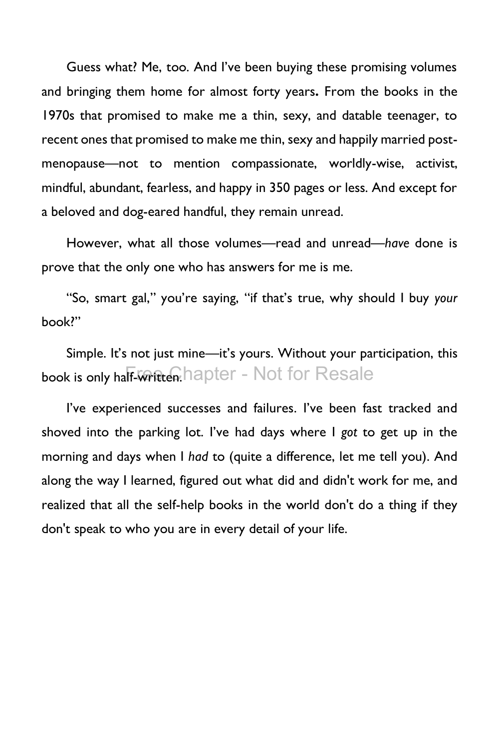Guess what? Me, too. And I've been buying these promising volumes and bringing them home for almost forty years**.** From the books in the 1970s that promised to make me a thin, sexy, and datable teenager, to recent ones that promised to make me thin, sexy and happily married post-menopause—not to mention compassionate, worldly-wise, activist, mindful, abundant, fearless, and happy in 350 pages or less. And except for a beloved and dog-eared handful, they remain unread.

However, what all those volumes—read and unread—*have* done is prove that the only one who has answers for me is me.

"So, smart gal," you're saying, "if that's true, why should I buy *your* book?"

Simple. It's not just mine—it's yours. Without your participation, this book is only half-written.

I've experienced successes and failures. I've been fast tracked and shoved into the parking lot. I've had days where I *got* to get up in the morning and days when I *had* to (quite a difference, let me tell you). And along the way I learned, figured out what did and didn't work for me, and realized that all the self-help books in the world don't do a thing if they don't speak to who you are in every detail of your life.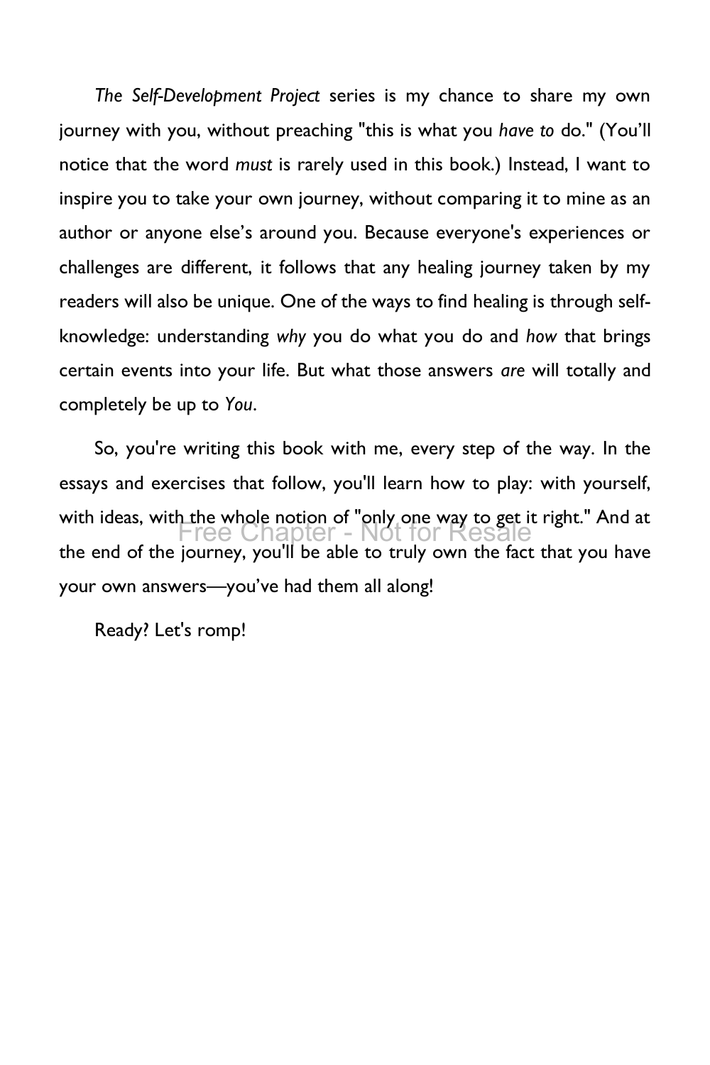*The Self-Development Project* series is my chance to share my own journey with you, without preaching "this is what you *have to* do." (You'll notice that the word *must* is rarely used in this book.) Instead, I want to inspire you to take your own journey, without comparing it to mine as an author or anyone else's around you. Because everyone's experiences or challenges are different, it follows that any healing journey taken by my readers will also be unique. One of the ways to find healing is through self-knowledge: understanding *why* you do what you do and *how* that brings certain events into your life. But what those answers *are* will totally and completely be up to *You*.

So, you're writing this book with me, every step of the way. In the essays and exercises that follow, you'll learn how to play: with yourself, with ideas, with the whole notion of "only one way to get it right." And at the end of the journey, you'll be able to truly own the fact that you have your own answers—you've had them all along!

Ready? Let's romp!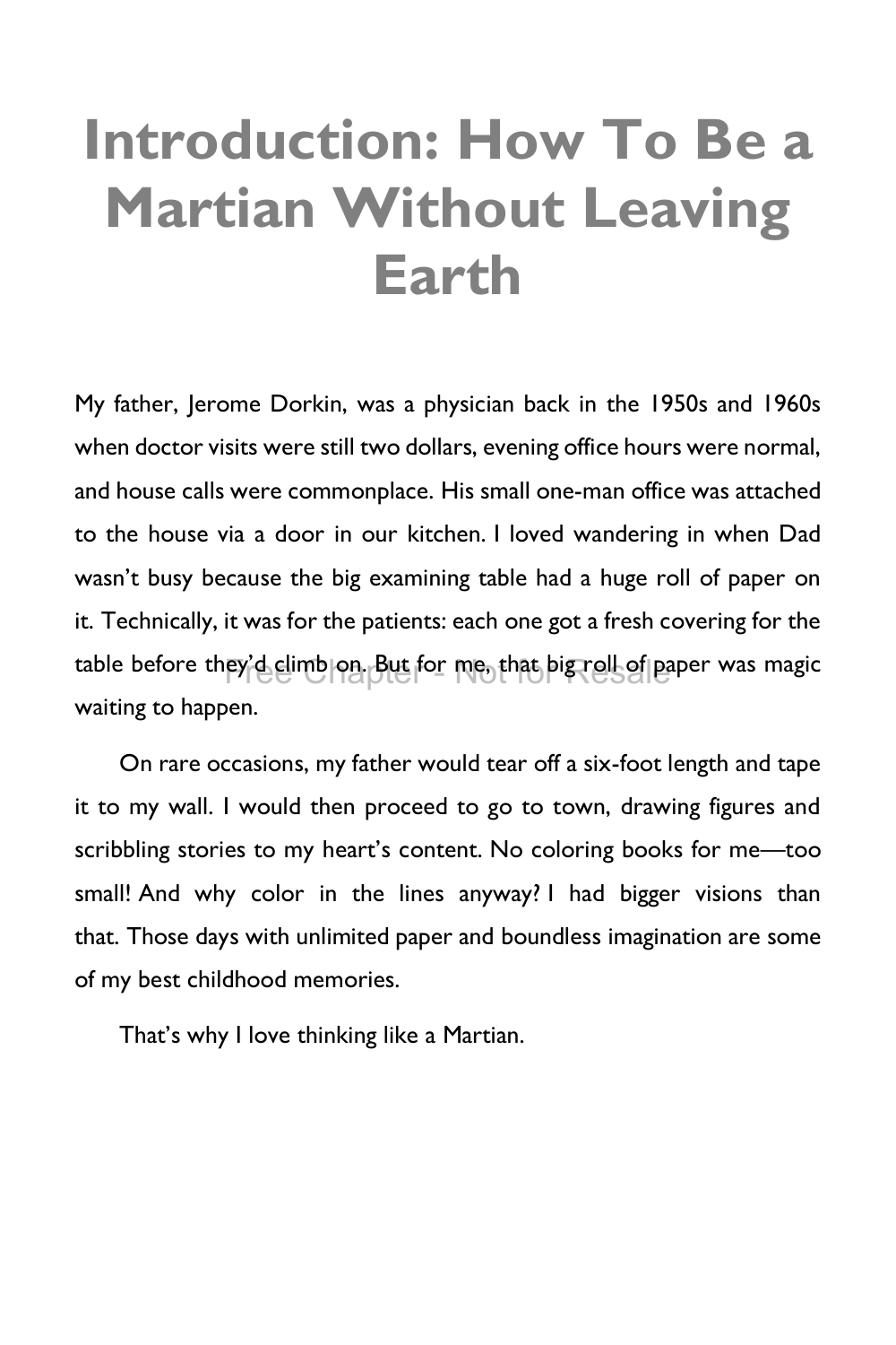# Introduction: How To Be a Martian Without Leaving Earth

My father, Jerome Dorkin, was a physician back in the 1950s and 1960s when doctor visits were still two dollars, evening office hours were normal, and house calls were commonplace. His small one-man office was attached to the house via a door in our kitchen. I loved wandering in when Dad wasn't busy because the big examining table had a huge roll of paper on it. Technically, it was for the patients: each one got a fresh covering for the table before they'd climb on. But for me, that big roll of paper was magic waiting to happen.

On rare occasions, my father would tear off a six-foot length and tape it to my wall. I would then proceed to go to town, drawing figures and scribbling stories to my heart's content. No coloring books for me—too small! And why color in the lines anyway? I had bigger visions than that. Those days with unlimited paper and boundless imagination are some of my best childhood memories.

That's why I love thinking like a Martian.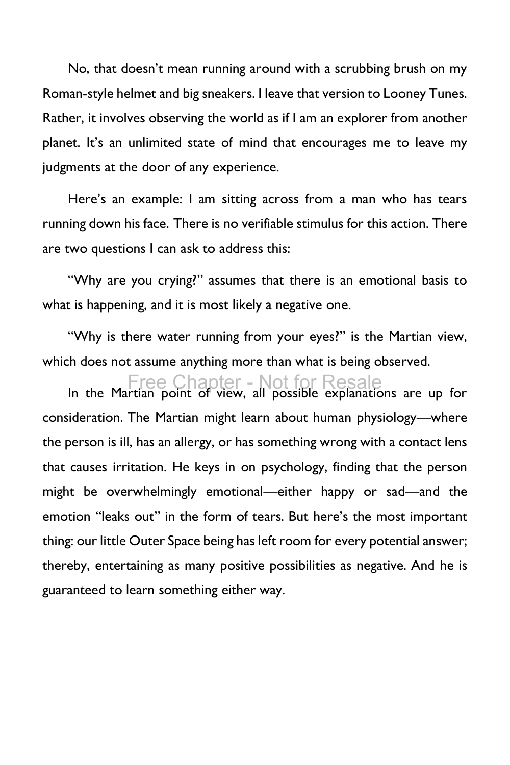No, that doesn't mean running around with a scrubbing brush on my Roman-style helmet and big sneakers. I leave that version to Looney Tunes. Rather, it involves observing the world as if I am an explorer from another planet. It's an unlimited state of mind that encourages me to leave my judgments at the door of any experience.

Here's an example: I am sitting across from a man who has tears running down his face. There is no verifiable stimulus for this action. There are two questions I can ask to address this:

"Why are you crying?" assumes that there is an emotional basis to what is happening, and it is most likely a negative one.

"Why is there water running from your eyes?" is the Martian view, which does not assume anything more than what is being observed.

In the Martian point of view, all possible explanations are up for consideration. The Martian might learn about human physiology—where the person is ill, has an allergy, or has something wrong with a contact lens that causes irritation. He keys in on psychology, finding that the person might be overwhelmingly emotional—either happy or sad—and the emotion "leaks out" in the form of tears. But here's the most important thing: our little Outer Space being has left room for every potential answer; thereby, entertaining as many positive possibilities as negative. And he is guaranteed to learn something either way.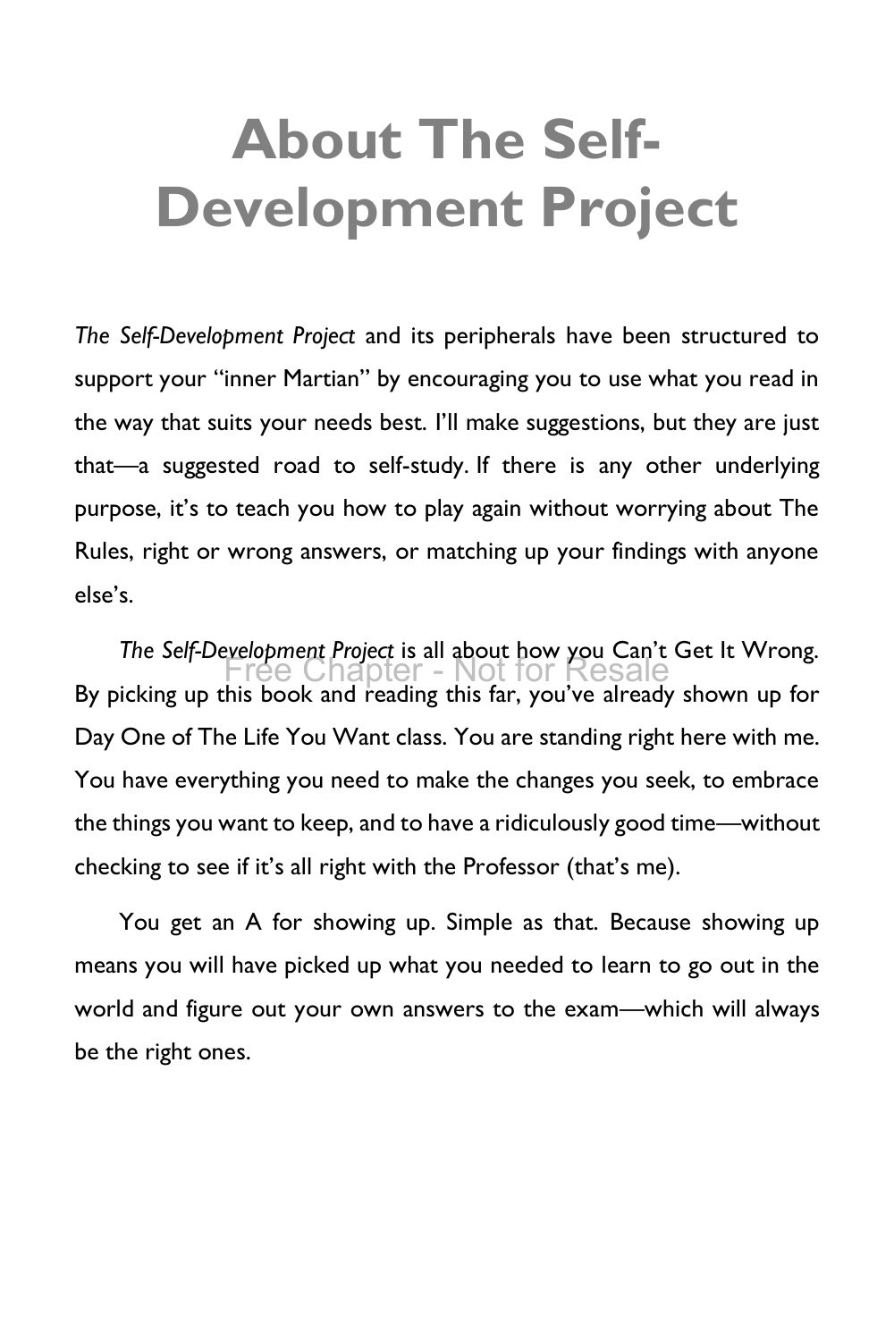# About The Self-Development Project

*The Self-Development Project* and its peripherals have been structured to support your "inner Martian" by encouraging you to use what you read in the way that suits your needs best. I'll make suggestions, but they are just that—a suggested road to self-study. If there is any other underlying purpose, it's to teach you how to play again without worrying about The Rules, right or wrong answers, or matching up your findings with anyone else's.

*The Self-Development Project* is all about how you Can't Get It Wrong. By picking up this book and reading this far, you've already shown up for Day One of The Life You Want class. You are standing right here with me. You have everything you need to make the changes you seek, to embrace the things you want to keep, and to have a ridiculously good time—without checking to see if it's all right with the Professor (that's me).

You get an A for showing up. Simple as that. Because showing up means you will have picked up what you needed to learn to go out in the world and figure out your own answers to the exam—which will always be the right ones.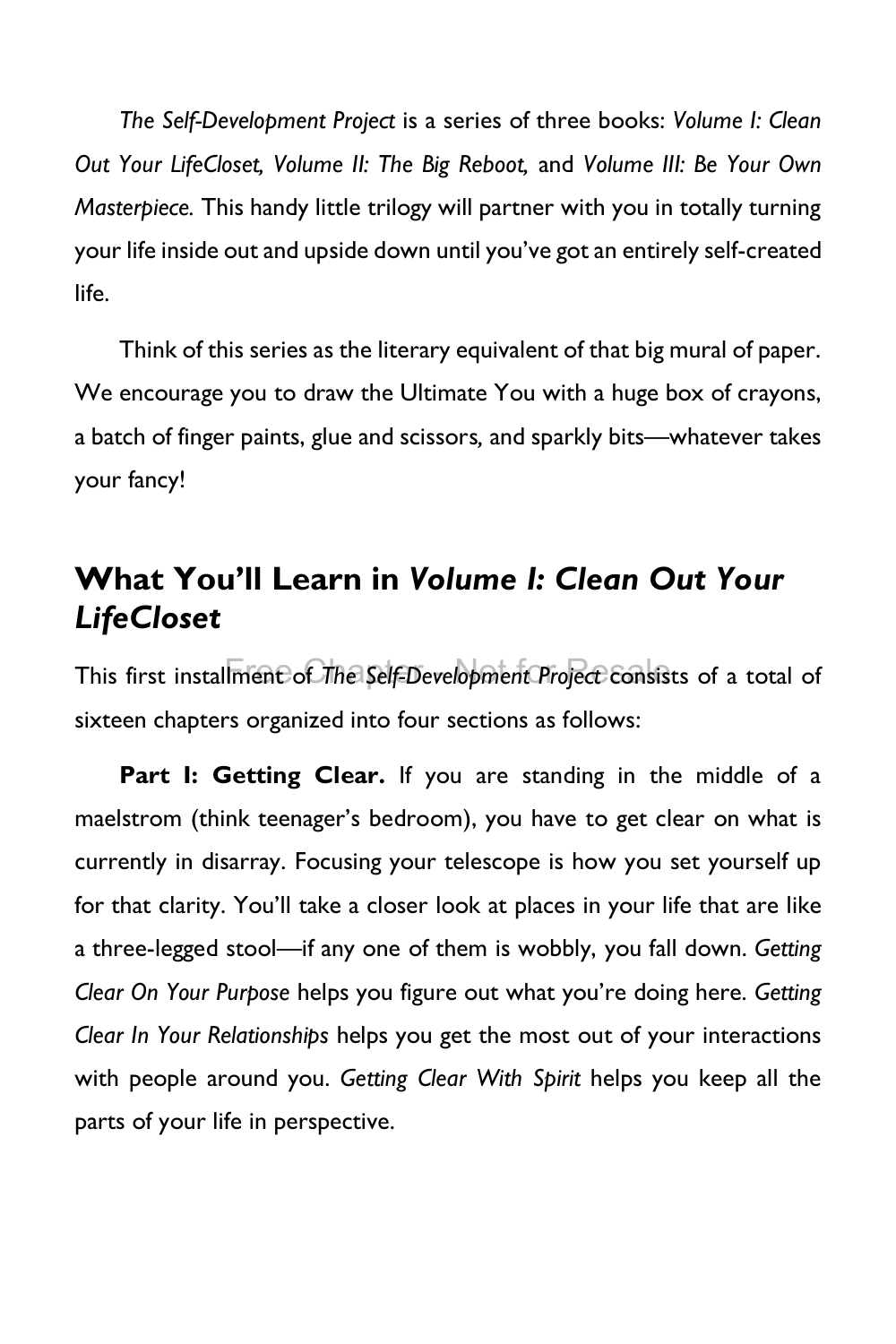*The Self-Development Project* is a series of three books: *Volume I: Clean Out Your LifeCloset, Volume II: The Big Reboot,* and *Volume III: Be Your Own Masterpiece.* This handy little trilogy will partner with you in totally turning your life inside out and upside down until you've got an entirely self-created life.

Think of this series as the literary equivalent of that big mural of paper. We encourage you to draw the Ultimate You with a huge box of crayons, a batch of finger paints, glue and scissors, and sparkly bits—whatever takes your fancy!

## What You'll Learn in *Volume I: Clean Out Your LifeCloset*

This first installment of *The Self-Development Project* consists of a total of sixteen chapters organized into four sections as follows:

**Part I: Getting Clear.** If you are standing in the middle of a maelstrom (think teenager's bedroom), you have to get clear on what is currently in disarray. Focusing your telescope is how you set yourself up for that clarity. You'll take a closer look at places in your life that are like a three-legged stool—if any one of them is wobbly, you fall down. *Getting Clear On Your Purpose* helps you figure out what you're doing here. *Getting Clear In Your Relationships* helps you get the most out of your interactions with people around you. *Getting Clear With Spirit* helps you keep all the parts of your life in perspective.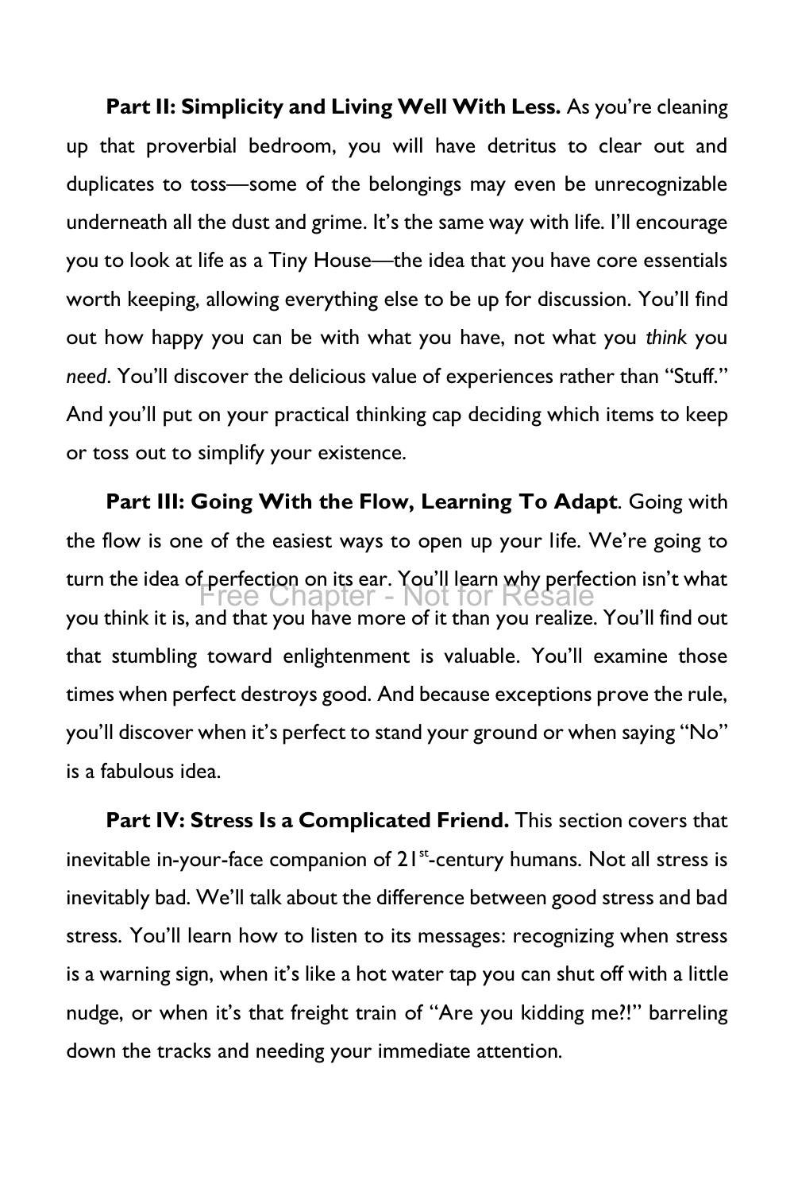**Part II: Simplicity and Living Well With Less.** As you're cleaning up that proverbial bedroom, you will have detritus to clear out and duplicates to toss—some of the belongings may even be unrecognizable underneath all the dust and grime. It's the same way with life. I'll encourage you to look at life as a Tiny House—the idea that you have core essentials worth keeping, allowing everything else to be up for discussion. You'll find out how happy you can be with what you have, not what you *think* you *need*. You'll discover the delicious value of experiences rather than "Stuff." And you'll put on your practical thinking cap deciding which items to keep or toss out to simplify your existence.

**Part III: Going With the Flow, Learning To Adapt**. Going with the flow is one of the easiest ways to open up your life. We're going to turn the idea of perfection on its ear. You'll learn why perfection isn't what you think it is, and that you have more of it than you realize. You'll find out that stumbling toward enlightenment is valuable. You'll examine those times when perfect destroys good. And because exceptions prove the rule, you'll discover when it's perfect to stand your ground or when saying "No" is a fabulous idea.

**Part IV: Stress Is a Complicated Friend.** This section covers that inevitable in-your-face companion of 21st-century humans. Not all stress is inevitably bad. We'll talk about the difference between good stress and bad stress. You'll learn how to listen to its messages: recognizing when stress is a warning sign, when it's like a hot water tap you can shut off with a little nudge, or when it's that freight train of "Are you kidding me?!" barreling down the tracks and needing your immediate attention.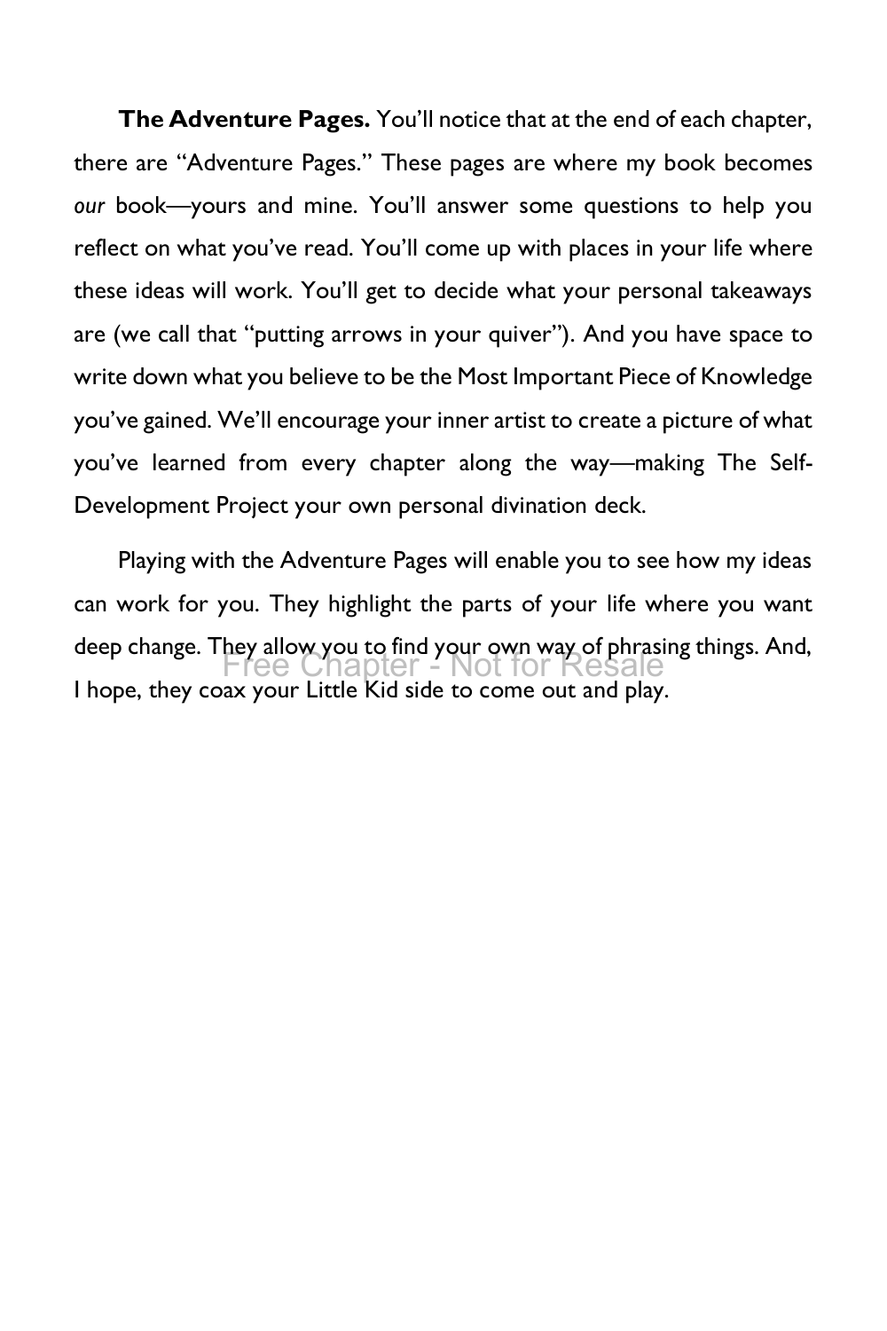**The Adventure Pages.** You'll notice that at the end of each chapter, there are "Adventure Pages." These pages are where my book becomes *our* book—yours and mine. You'll answer some questions to help you reflect on what you've read. You'll come up with places in your life where these ideas will work. You'll get to decide what your personal takeaways are (we call that "putting arrows in your quiver"). And you have space to write down what you believe to be the Most Important Piece of Knowledge you've gained. We'll encourage your inner artist to create a picture of what you've learned from every chapter along the way—making The Self-Development Project your own personal divination deck.

Playing with the Adventure Pages will enable you to see how my ideas can work for you. They highlight the parts of your life where you want deep change. They allow you to find your own way of phrasing things. And, I hope, they coax your Little Kid side to come out and play.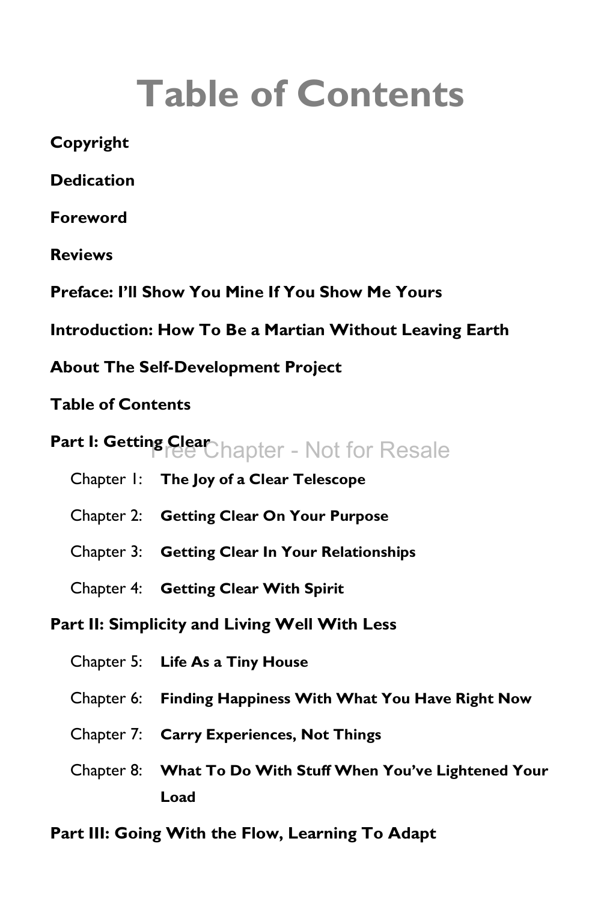# Table of Contents

**Copyright**

**Dedication**

**Foreword**

**Reviews**

**Preface: I'll Show You Mine If You Show Me Yours**

**Introduction: How To Be a Martian Without Leaving Earth**

**About The Self-Development Project**

**Table of Contents**

**Part I: Getting Clear**

Free Chapter - Not for Resale

- Chapter 1: **The Joy of a Clear Telescope**
- Chapter 2: **Getting Clear On Your Purpose**
- Chapter 3: **Getting Clear In Your Relationships**
- Chapter 4: **Getting Clear With Spirit**

**Part II: Simplicity and Living Well With Less**

- Chapter 5: **Life As a Tiny House**
- Chapter 6: **Finding Happiness With What You Have Right Now**
- Chapter 7: **Carry Experiences, Not Things**
- Chapter 8: **What To Do With Stuff When You've Lightened Your Load**

**Part III: Going With the Flow, Learning To Adapt**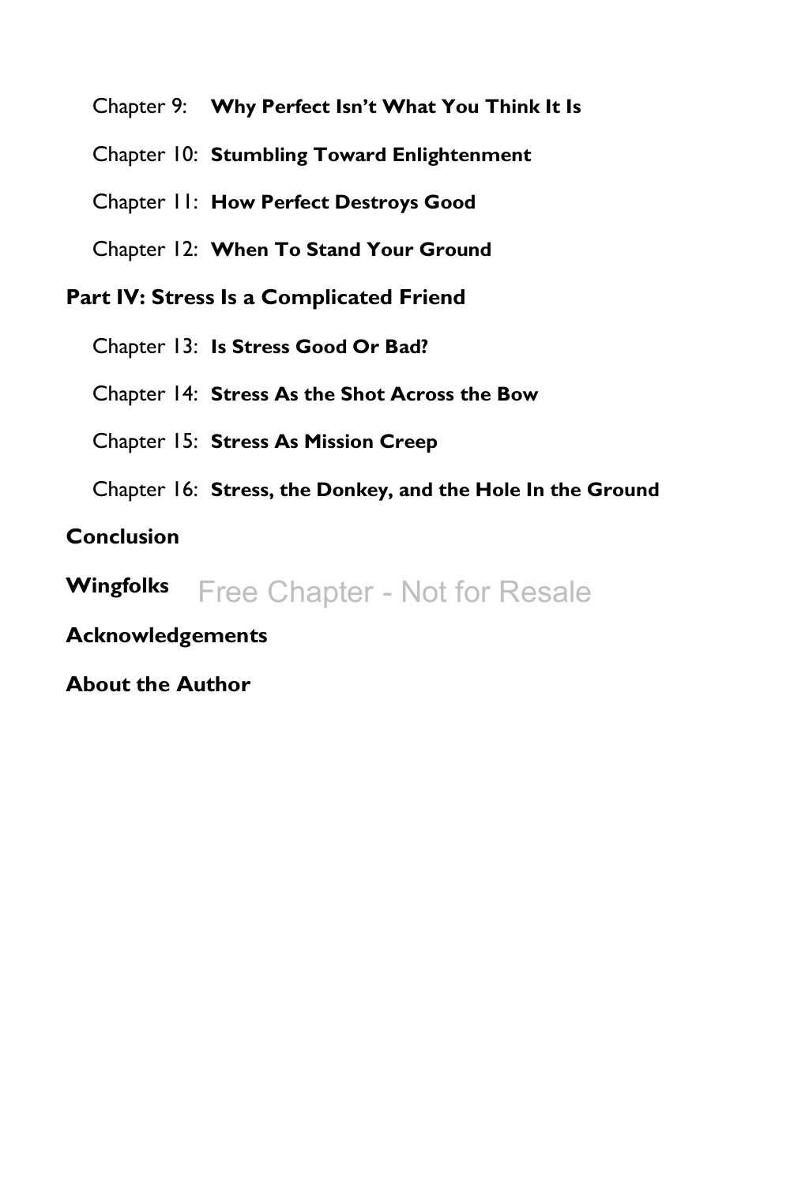Chapter 9: **Why Perfect Isn't What You Think It Is**

Chapter 10: **Stumbling Toward Enlightenment**

Chapter 11: **How Perfect Destroys Good**

Chapter 12: **When To Stand Your Ground**

**Part IV: Stress Is a Complicated Friend**

Chapter 13: **Is Stress Good Or Bad?**

Chapter 14: **Stress As the Shot Across the Bow**

Chapter 15: **Stress As Mission Creep**

Chapter 16: **Stress, the Donkey, and the Hole In the Ground**

**Conclusion**

**Wingfolks**

Free Chapter - Not for Resale

**Acknowledgements**

**About the Author**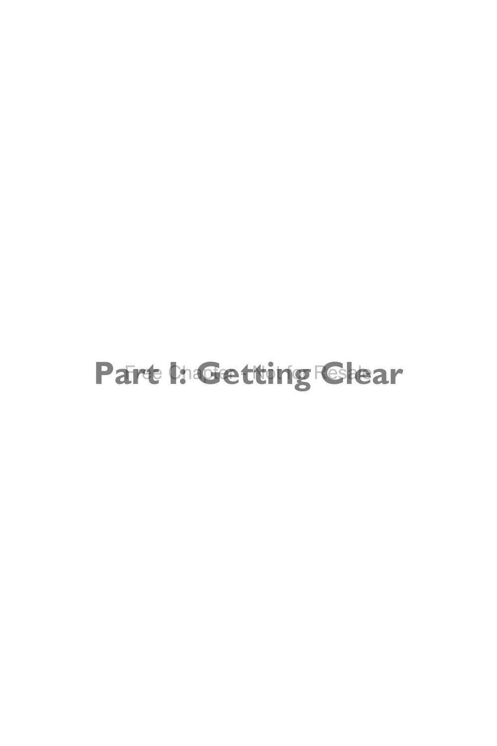# Part I: Getting Clear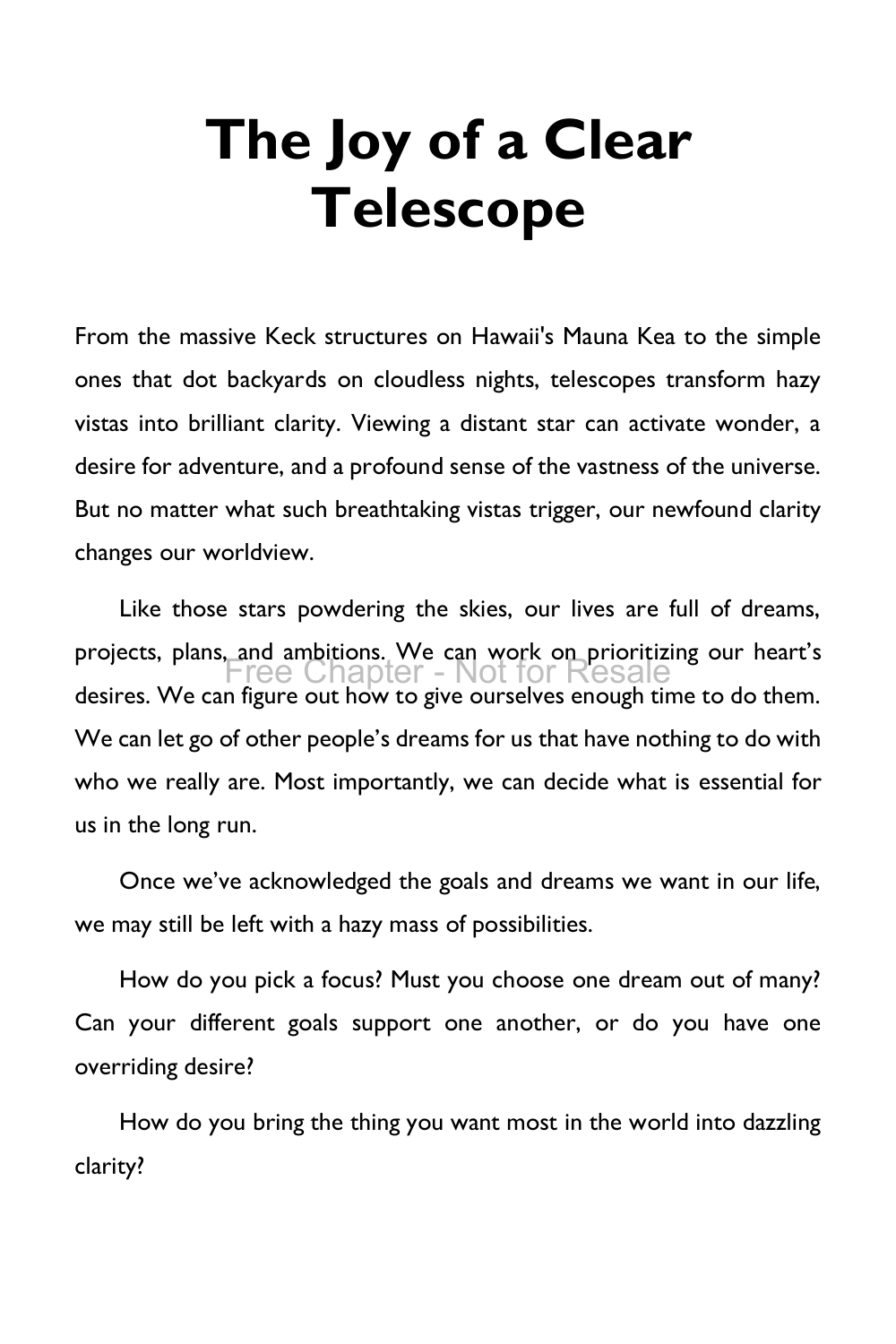# The Joy of a Clear Telescope

From the massive Keck structures on Hawaii's Mauna Kea to the simple ones that dot backyards on cloudless nights, telescopes transform hazy vistas into brilliant clarity. Viewing a distant star can activate wonder, a desire for adventure, and a profound sense of the vastness of the universe. But no matter what such breathtaking vistas trigger, our newfound clarity changes our worldview.

Like those stars powdering the skies, our lives are full of dreams, projects, plans, and ambitions. We can work on prioritizing our heart's desires. We can figure out how to give ourselves enough time to do them. We can let go of other people's dreams for us that have nothing to do with who we really are. Most importantly, we can decide what is essential for us in the long run.

Once we've acknowledged the goals and dreams we want in our life, we may still be left with a hazy mass of possibilities.

How do you pick a focus? Must you choose one dream out of many? Can your different goals support one another, or do you have one overriding desire?

How do you bring the thing you want most in the world into dazzling clarity?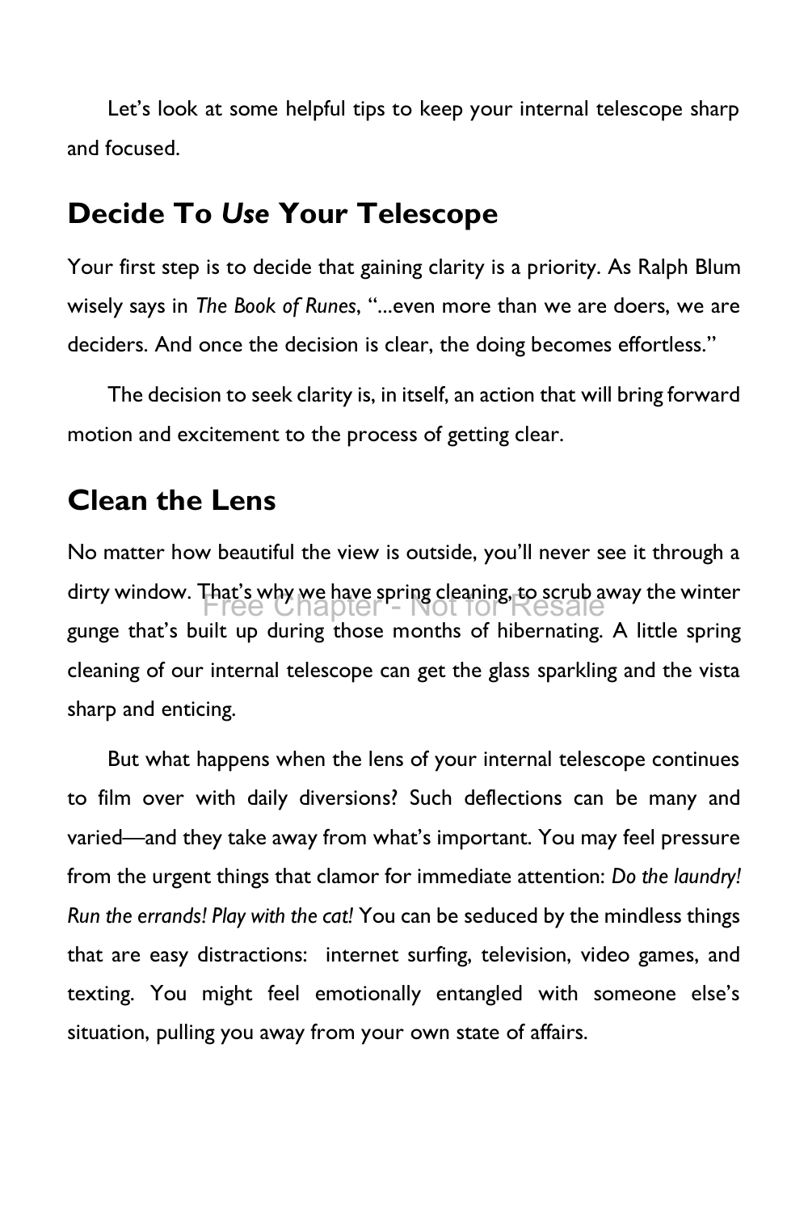Let's look at some helpful tips to keep your internal telescope sharp and focused.

## Decide To *Use* Your Telescope

Your first step is to decide that gaining clarity is a priority. As Ralph Blum wisely says in *The Book of Runes*, "...even more than we are doers, we are deciders. And once the decision is clear, the doing becomes effortless."

The decision to seek clarity is, in itself, an action that will bring forward motion and excitement to the process of getting clear.

## Clean the Lens

No matter how beautiful the view is outside, you'll never see it through a dirty window. That's why we have spring cleaning, to scrub away the winter gunge that's built up during those months of hibernating. A little spring cleaning of our internal telescope can get the glass sparkling and the vista sharp and enticing.

But what happens when the lens of your internal telescope continues to film over with daily diversions? Such deflections can be many and varied—and they take away from what's important. You may feel pressure from the urgent things that clamor for immediate attention: *Do the laundry! Run the errands! Play with the cat!* You can be seduced by the mindless things that are easy distractions: internet surfing, television, video games, and texting. You might feel emotionally entangled with someone else's situation, pulling you away from your own state of affairs.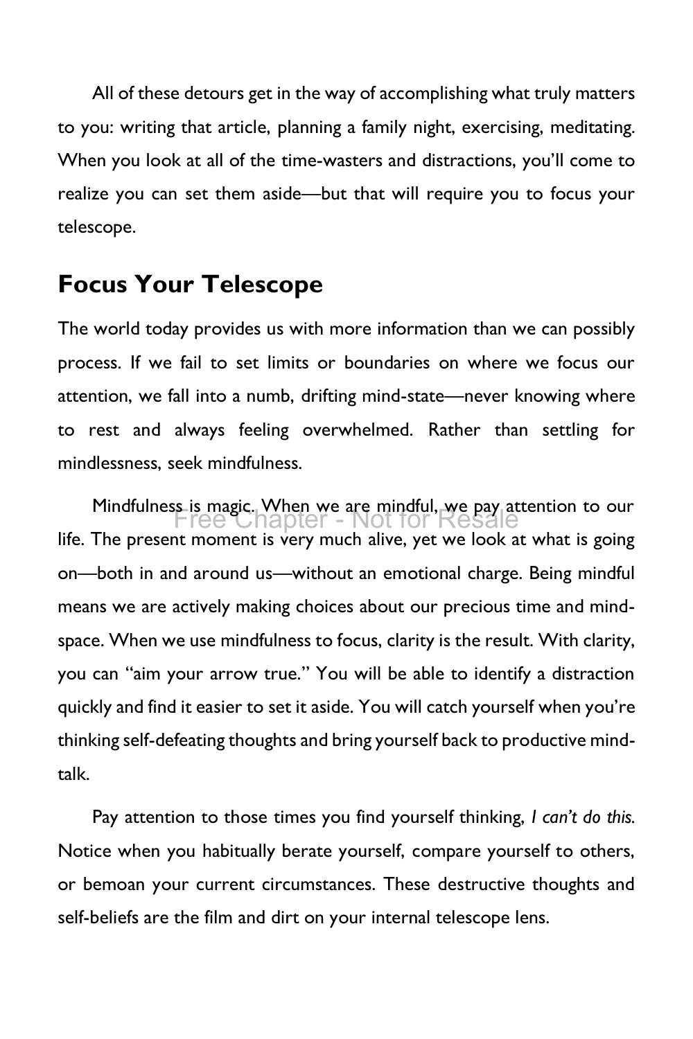All of these detours get in the way of accomplishing what truly matters to you: writing that article, planning a family night, exercising, meditating. When you look at all of the time-wasters and distractions, you'll come to realize you can set them aside—but that will require you to focus your telescope.

## Focus Your Telescope

The world today provides us with more information than we can possibly process. If we fail to set limits or boundaries on where we focus our attention, we fall into a numb, drifting mind-state—never knowing where to rest and always feeling overwhelmed. Rather than settling for mindlessness, seek mindfulness.

Mindfulness is magic. When we are mindful, we pay attention to our life. The present moment is very much alive, yet we look at what is going on—both in and around us—without an emotional charge. Being mindful means we are actively making choices about our precious time and mind-space. When we use mindfulness to focus, clarity is the result. With clarity, you can "aim your arrow true." You will be able to identify a distraction quickly and find it easier to set it aside. You will catch yourself when you're thinking self-defeating thoughts and bring yourself back to productive mind-talk.

Pay attention to those times you find yourself thinking, *I can't do this.* Notice when you habitually berate yourself, compare yourself to others, or bemoan your current circumstances. These destructive thoughts and self-beliefs are the film and dirt on your internal telescope lens.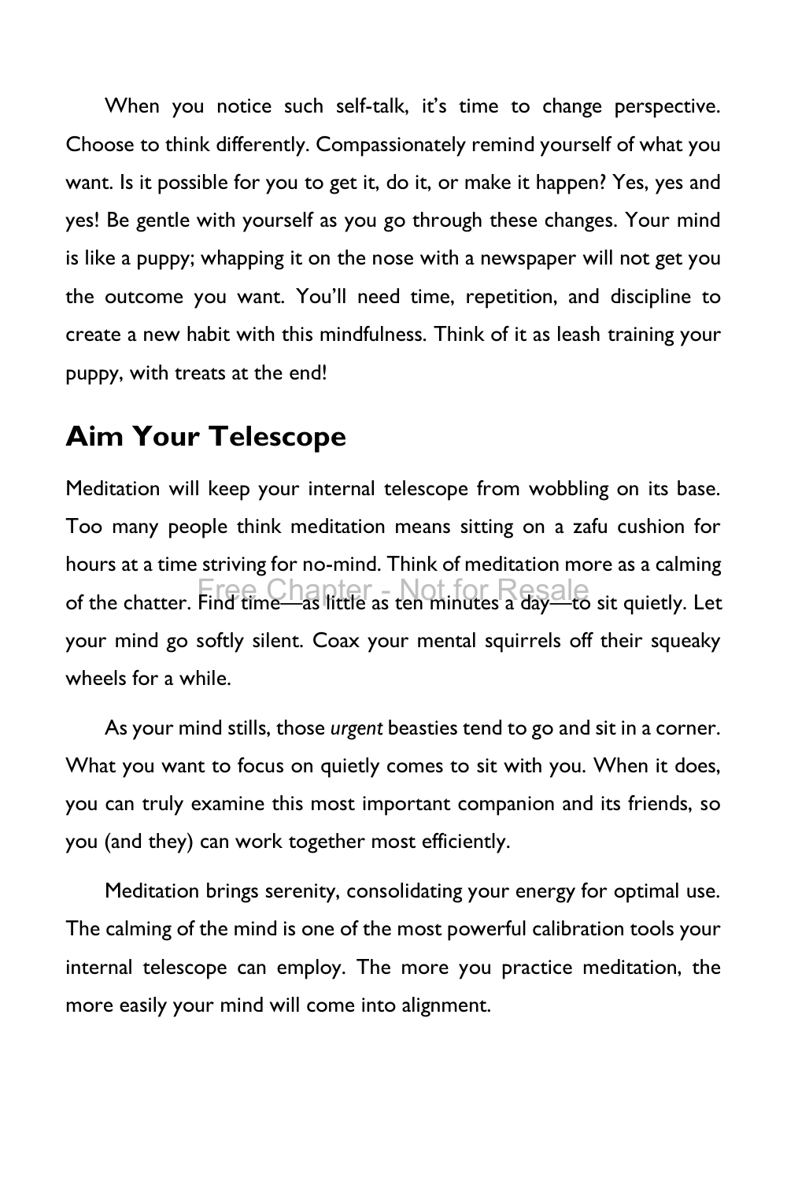When you notice such self-talk, it's time to change perspective. Choose to think differently. Compassionately remind yourself of what you want. Is it possible for you to get it, do it, or make it happen? Yes, yes and yes! Be gentle with yourself as you go through these changes. Your mind is like a puppy; whapping it on the nose with a newspaper will not get you the outcome you want. You'll need time, repetition, and discipline to create a new habit with this mindfulness. Think of it as leash training your puppy, with treats at the end!

## Aim Your Telescope

Meditation will keep your internal telescope from wobbling on its base. Too many people think meditation means sitting on a zafu cushion for hours at a time striving for no-mind. Think of meditation more as a calming of the chatter. Find time—as little as ten minutes a day—to sit quietly. Let your mind go softly silent. Coax your mental squirrels off their squeaky wheels for a while.

As your mind stills, those *urgent* beasties tend to go and sit in a corner. What you want to focus on quietly comes to sit with you. When it does, you can truly examine this most important companion and its friends, so you (and they) can work together most efficiently.

Meditation brings serenity, consolidating your energy for optimal use. The calming of the mind is one of the most powerful calibration tools your internal telescope can employ. The more you practice meditation, the more easily your mind will come into alignment.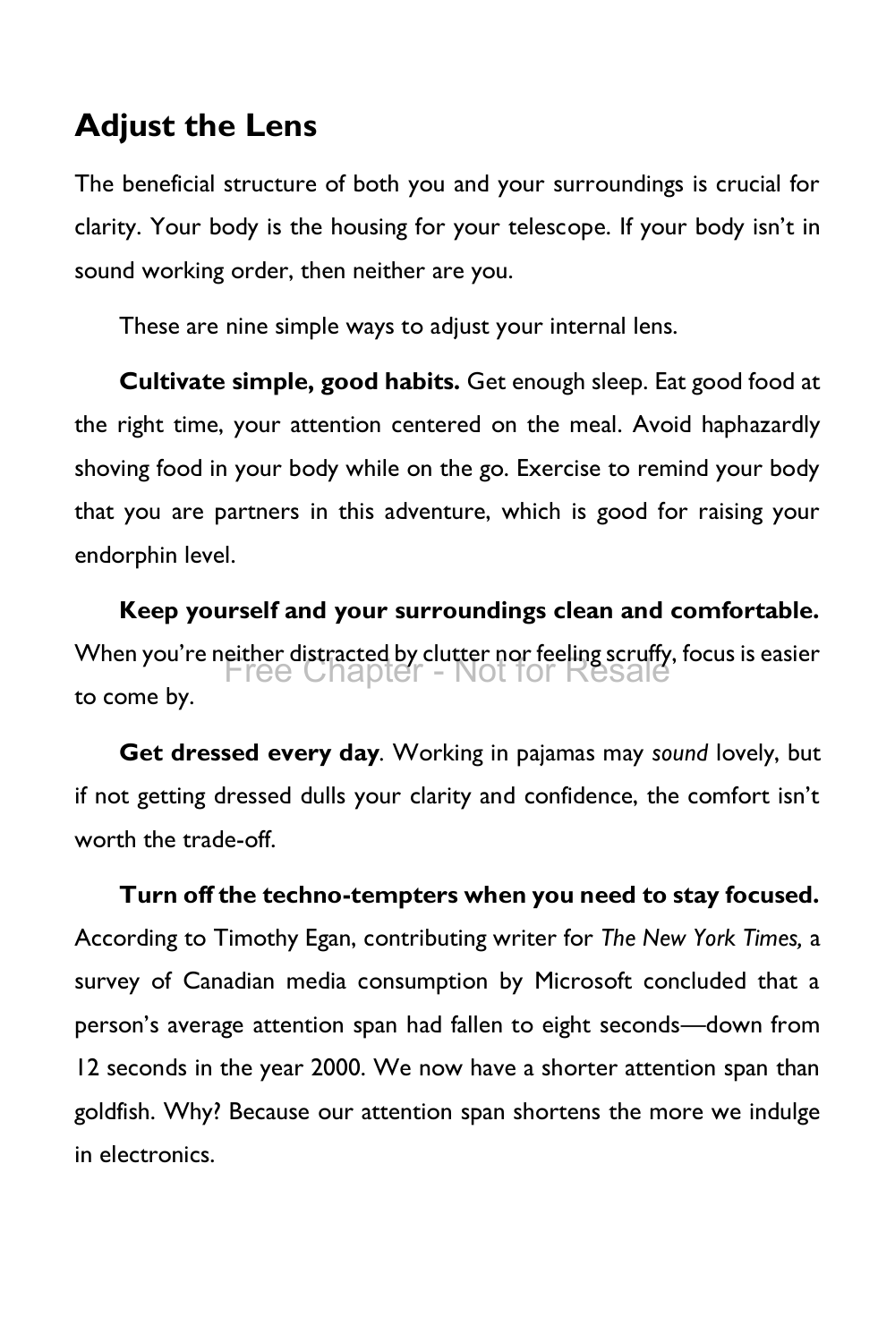## Adjust the Lens

The beneficial structure of both you and your surroundings is crucial for clarity. Your body is the housing for your telescope. If your body isn't in sound working order, then neither are you.

These are nine simple ways to adjust your internal lens.

**Cultivate simple, good habits.** Get enough sleep. Eat good food at the right time, your attention centered on the meal. Avoid haphazardly shoving food in your body while on the go. Exercise to remind your body that you are partners in this adventure, which is good for raising your endorphin level.

**Keep yourself and your surroundings clean and comfortable.** When you're neither distracted by clutter nor feeling scruffy, focus is easier to come by.

**Get dressed every day**. Working in pajamas may *sound* lovely, but if not getting dressed dulls your clarity and confidence, the comfort isn't worth the trade-off.

**Turn off the techno-tempters when you need to stay focused.** According to Timothy Egan, contributing writer for *The New York Times,* a survey of Canadian media consumption by Microsoft concluded that a person's average attention span had fallen to eight seconds—down from 12 seconds in the year 2000. We now have a shorter attention span than goldfish. Why? Because our attention span shortens the more we indulge in electronics.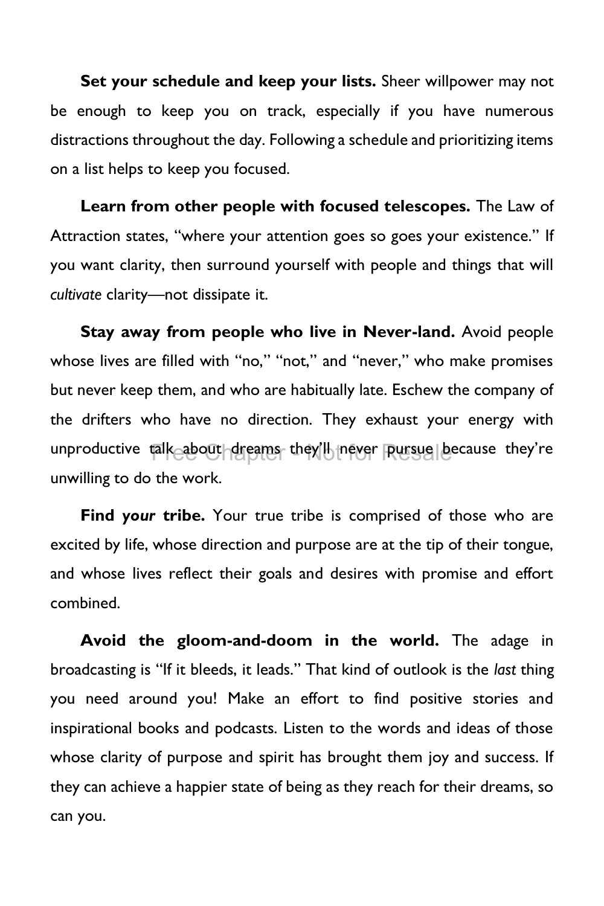**Set your schedule and keep your lists.** Sheer willpower may not be enough to keep you on track, especially if you have numerous distractions throughout the day. Following a schedule and prioritizing items on a list helps to keep you focused.

**Learn from other people with focused telescopes.** The Law of Attraction states, "where your attention goes so goes your existence." If you want clarity, then surround yourself with people and things that will *cultivate* clarity—not dissipate it.

**Stay away from people who live in Never-land.** Avoid people whose lives are filled with "no," "not," and "never," who make promises but never keep them, and who are habitually late. Eschew the company of the drifters who have no direction. They exhaust your energy with unproductive talk about dreams they'll never pursue because they're unwilling to do the work.

**Find *your* tribe.** Your true tribe is comprised of those who are excited by life, whose direction and purpose are at the tip of their tongue, and whose lives reflect their goals and desires with promise and effort combined.

**Avoid the gloom-and-doom in the world.** The adage in broadcasting is "If it bleeds, it leads." That kind of outlook is the *last* thing you need around you! Make an effort to find positive stories and inspirational books and podcasts. Listen to the words and ideas of those whose clarity of purpose and spirit has brought them joy and success. If they can achieve a happier state of being as they reach for their dreams, so can you.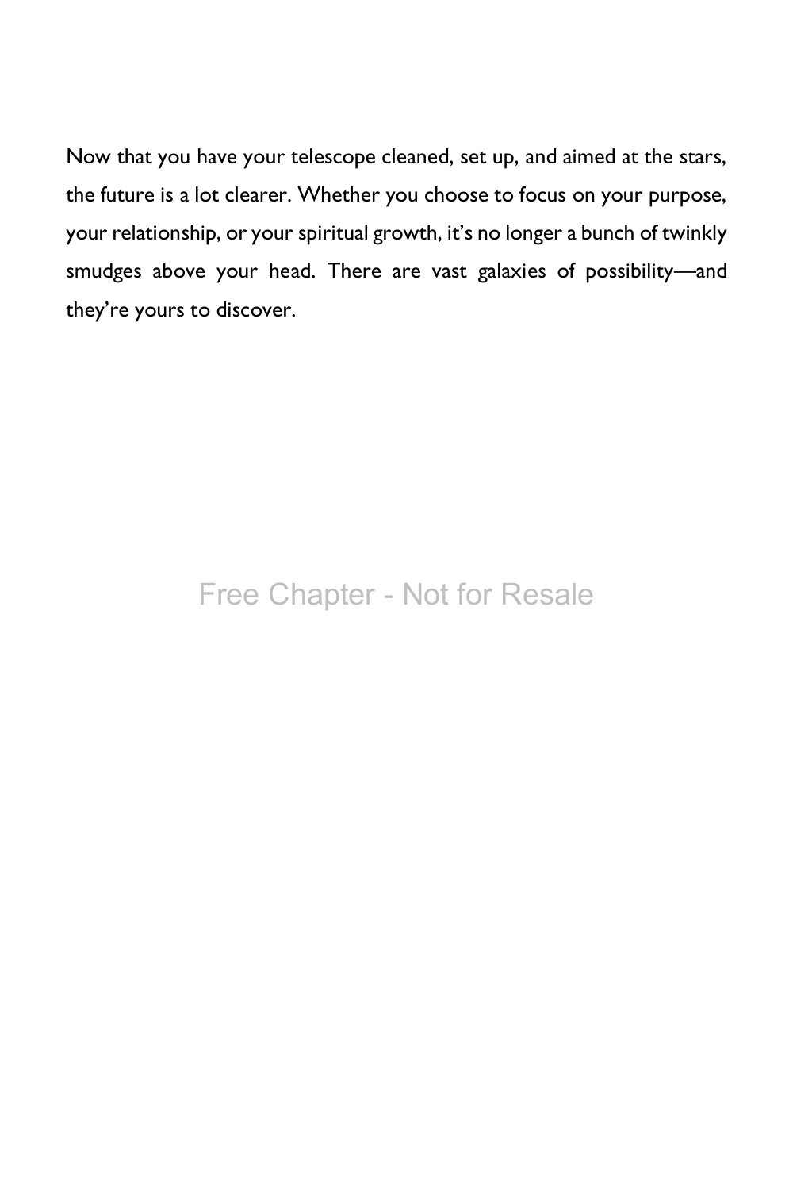Now that you have your telescope cleaned, set up, and aimed at the stars, the future is a lot clearer. Whether you choose to focus on your purpose, your relationship, or your spiritual growth, it's no longer a bunch of twinkly smudges above your head. There are vast galaxies of possibility—and they're yours to discover.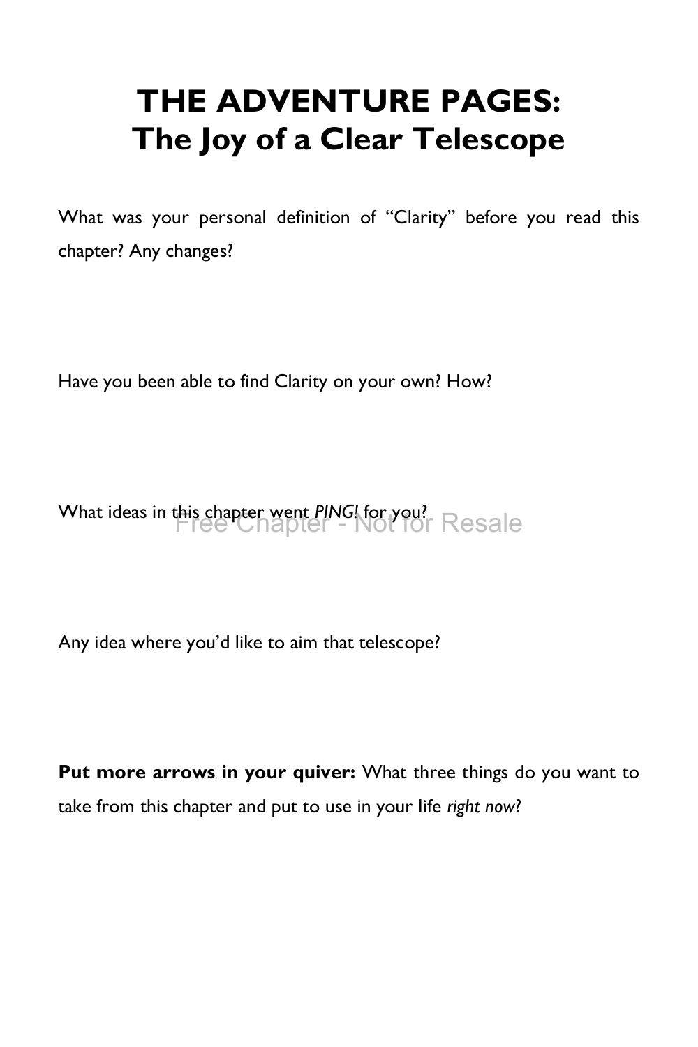# THE ADVENTURE PAGES:
# The Joy of a Clear Telescope

What was your personal definition of "Clarity" before you read this chapter? Any changes?

Have you been able to find Clarity on your own? How?

What ideas in this chapter went *PING!* for you?

Any idea where you'd like to aim that telescope?

**Put more arrows in your quiver:** What three things do you want to take from this chapter and put to use in your life *right now*?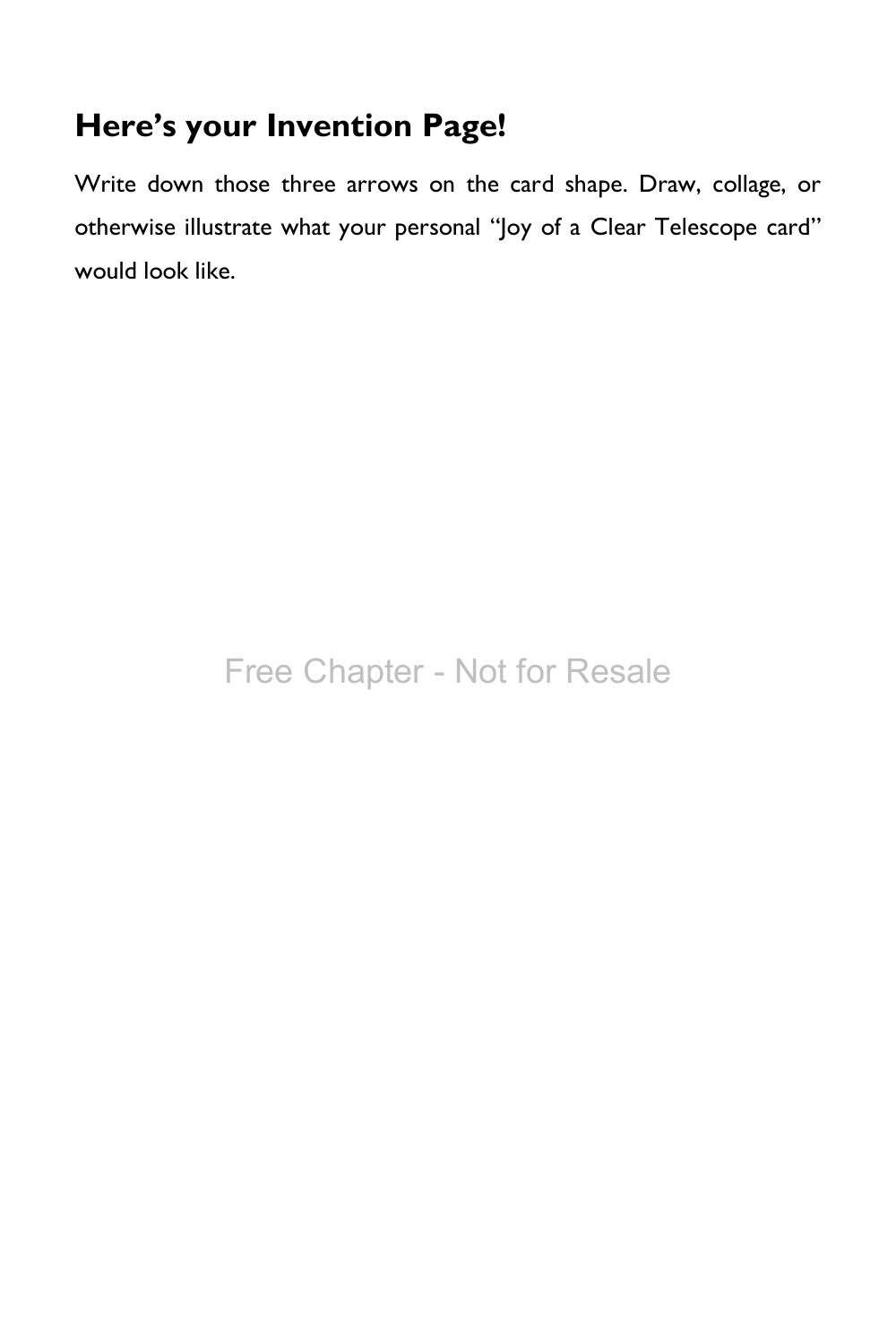## Here's your Invention Page!

Write down those three arrows on the card shape. Draw, collage, or otherwise illustrate what your personal "Joy of a Clear Telescope card" would look like.

Free Chapter - Not for Resale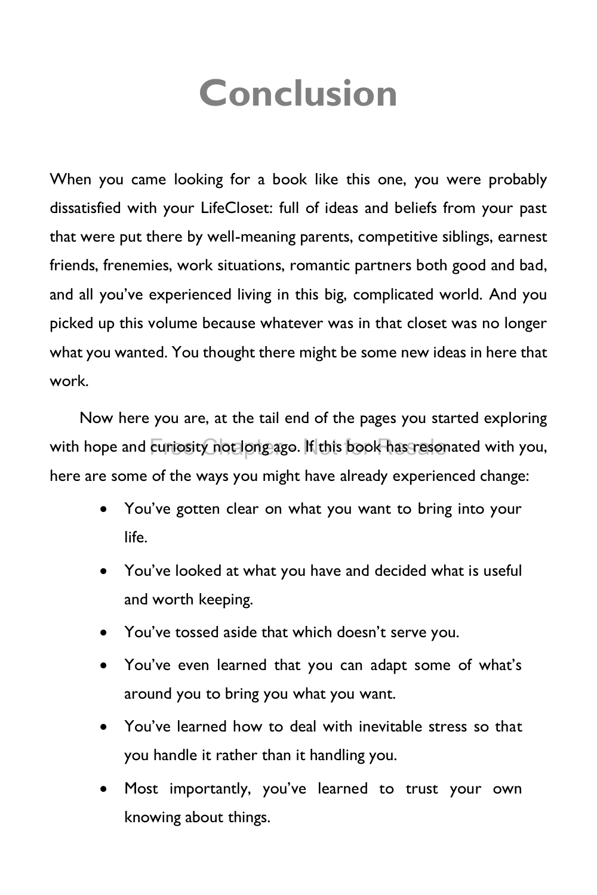# Conclusion

When you came looking for a book like this one, you were probably dissatisfied with your LifeCloset: full of ideas and beliefs from your past that were put there by well-meaning parents, competitive siblings, earnest friends, frenemies, work situations, romantic partners both good and bad, and all you've experienced living in this big, complicated world. And you picked up this volume because whatever was in that closet was no longer what you wanted. You thought there might be some new ideas in here that work.

Now here you are, at the tail end of the pages you started exploring with hope and curiosity not long ago. If this book has resonated with you, here are some of the ways you might have already experienced change:

- You've gotten clear on what you want to bring into your life.
- You've looked at what you have and decided what is useful and worth keeping.
- You've tossed aside that which doesn't serve you.
- You've even learned that you can adapt some of what's around you to bring you what you want.
- You've learned how to deal with inevitable stress so that you handle it rather than it handling you.
- Most importantly, you've learned to trust your own knowing about things.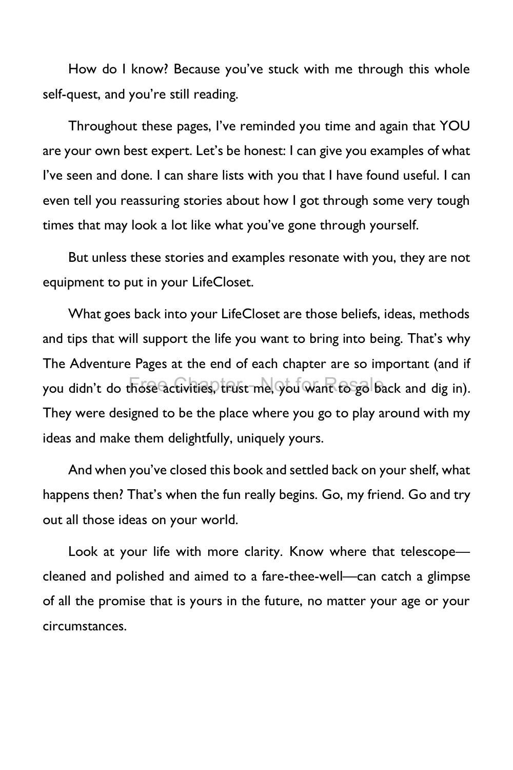How do I know? Because you've stuck with me through this whole self-quest, and you're still reading.

Throughout these pages, I've reminded you time and again that YOU are your own best expert. Let's be honest: I can give you examples of what I've seen and done. I can share lists with you that I have found useful. I can even tell you reassuring stories about how I got through some very tough times that may look a lot like what you've gone through yourself.

But unless these stories and examples resonate with you, they are not equipment to put in your LifeCloset.

What goes back into your LifeCloset are those beliefs, ideas, methods and tips that will support the life you want to bring into being. That's why The Adventure Pages at the end of each chapter are so important (and if you didn't do those activities, trust me, you want to go back and dig in). They were designed to be the place where you go to play around with my ideas and make them delightfully, uniquely yours.

And when you've closed this book and settled back on your shelf, what happens then? That's when the fun really begins. Go, my friend. Go and try out all those ideas on your world.

Look at your life with more clarity. Know where that telescope—cleaned and polished and aimed to a fare-thee-well—can catch a glimpse of all the promise that is yours in the future, no matter your age or your circumstances.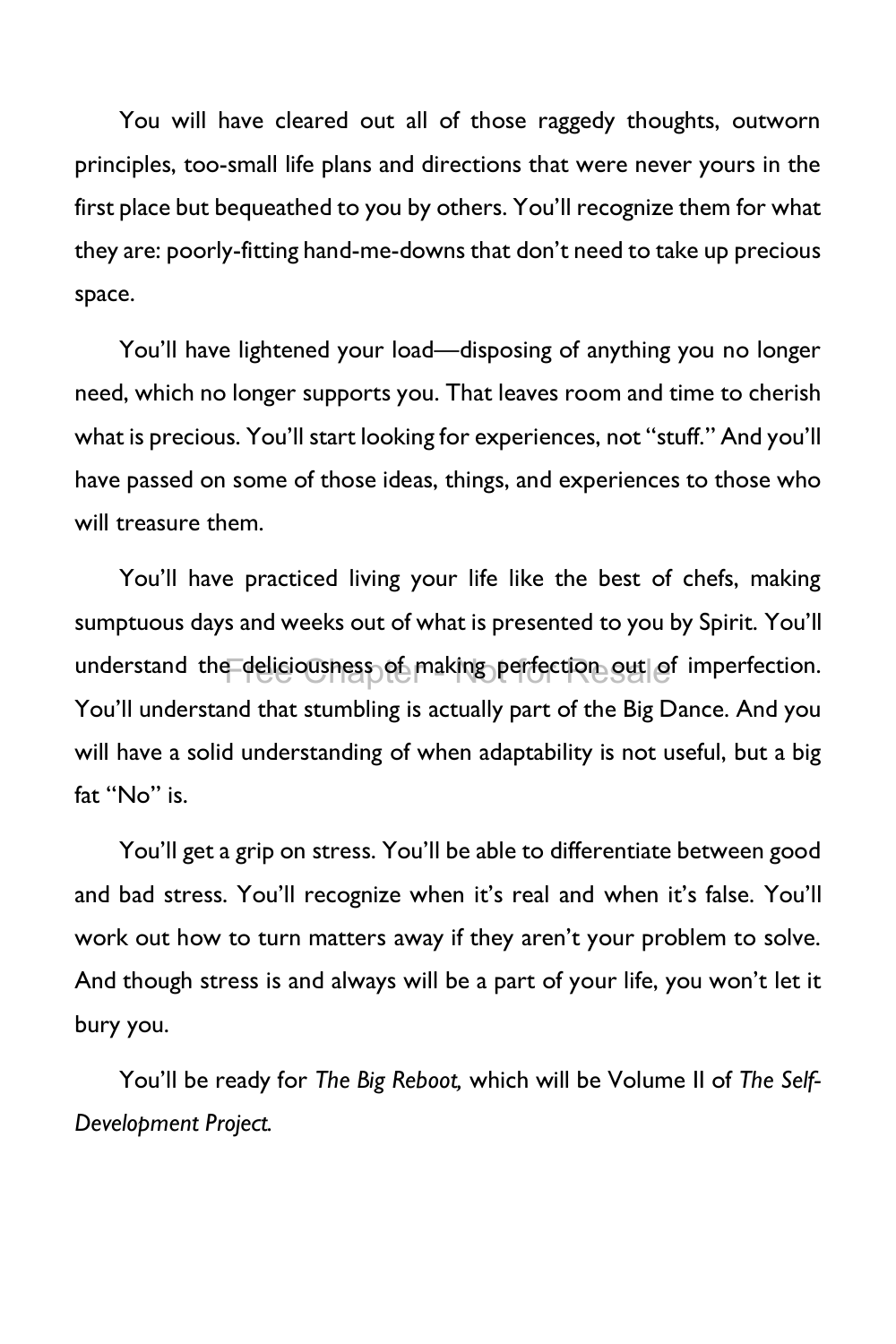You will have cleared out all of those raggedy thoughts, outworn principles, too-small life plans and directions that were never yours in the first place but bequeathed to you by others. You'll recognize them for what they are: poorly-fitting hand-me-downs that don't need to take up precious space.

You'll have lightened your load—disposing of anything you no longer need, which no longer supports you. That leaves room and time to cherish what is precious. You'll start looking for experiences, not "stuff." And you'll have passed on some of those ideas, things, and experiences to those who will treasure them.

You'll have practiced living your life like the best of chefs, making sumptuous days and weeks out of what is presented to you by Spirit. You'll understand the deliciousness of making perfection out of imperfection. You'll understand that stumbling is actually part of the Big Dance. And you will have a solid understanding of when adaptability is not useful, but a big fat "No" is.

You'll get a grip on stress. You'll be able to differentiate between good and bad stress. You'll recognize when it's real and when it's false. You'll work out how to turn matters away if they aren't your problem to solve. And though stress is and always will be a part of your life, you won't let it bury you.

You'll be ready for *The Big Reboot,* which will be Volume II of *The Self-Development Project.*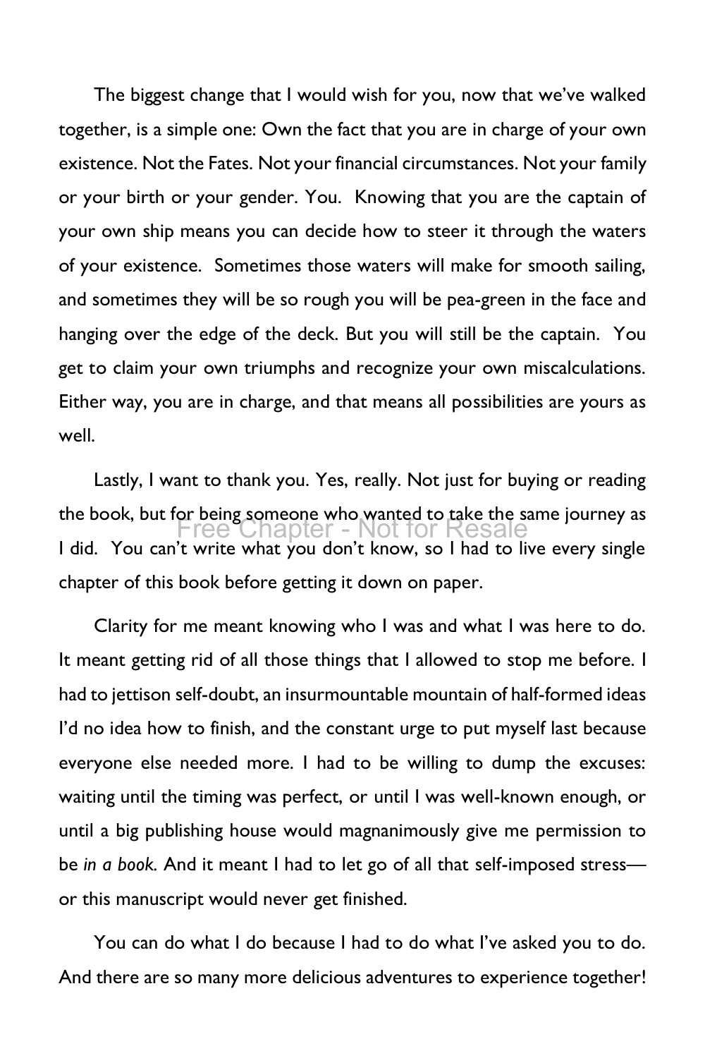The biggest change that I would wish for you, now that we've walked together, is a simple one: Own the fact that you are in charge of your own existence. Not the Fates. Not your financial circumstances. Not your family or your birth or your gender. You. Knowing that you are the captain of your own ship means you can decide how to steer it through the waters of your existence. Sometimes those waters will make for smooth sailing, and sometimes they will be so rough you will be pea-green in the face and hanging over the edge of the deck. But you will still be the captain. You get to claim your own triumphs and recognize your own miscalculations. Either way, you are in charge, and that means all possibilities are yours as well.

Lastly, I want to thank you. Yes, really. Not just for buying or reading the book, but for being someone who wanted to take the same journey as I did. You can't write what you don't know, so I had to live every single chapter of this book before getting it down on paper.

Clarity for me meant knowing who I was and what I was here to do. It meant getting rid of all those things that I allowed to stop me before. I had to jettison self-doubt, an insurmountable mountain of half-formed ideas I'd no idea how to finish, and the constant urge to put myself last because everyone else needed more. I had to be willing to dump the excuses: waiting until the timing was perfect, or until I was well-known enough, or until a big publishing house would magnanimously give me permission to be *in a book.* And it meant I had to let go of all that self-imposed stress—or this manuscript would never get finished.

You can do what I do because I had to do what I've asked you to do. And there are so many more delicious adventures to experience together!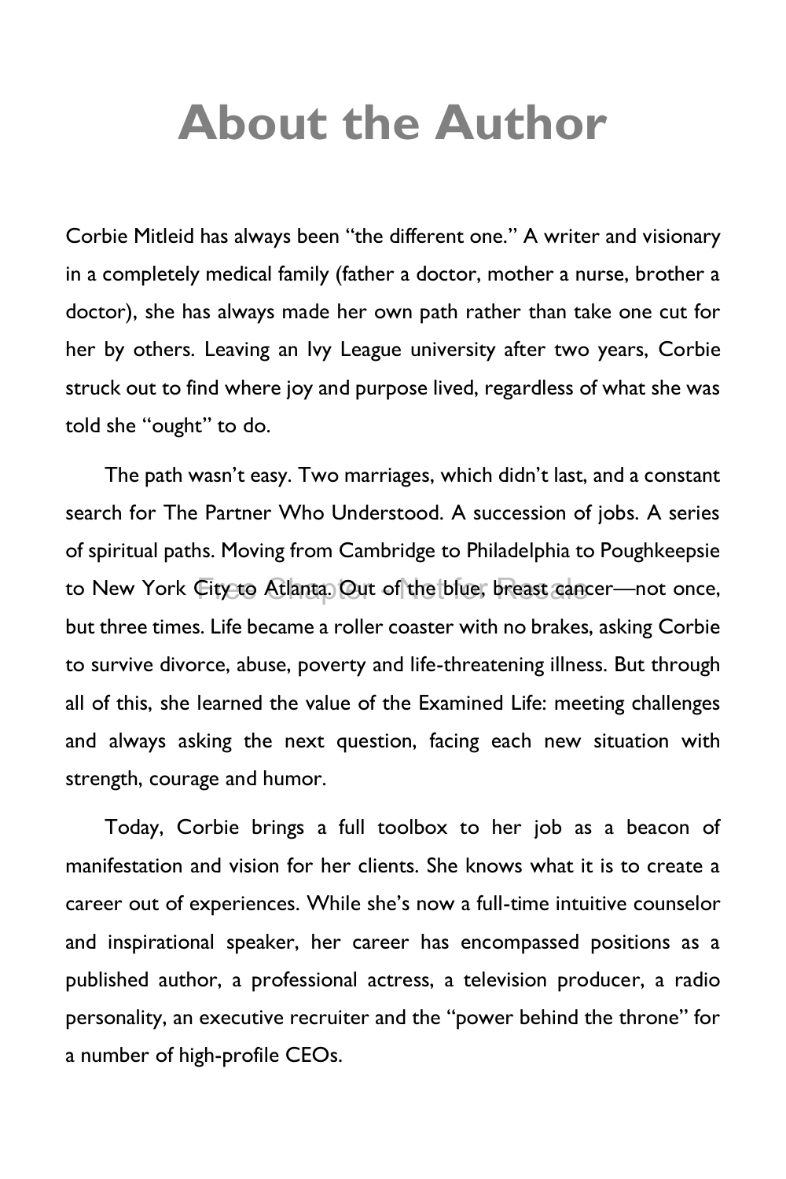# About the Author

Corbie Mitleid has always been "the different one." A writer and visionary in a completely medical family (father a doctor, mother a nurse, brother a doctor), she has always made her own path rather than take one cut for her by others. Leaving an Ivy League university after two years, Corbie struck out to find where joy and purpose lived, regardless of what she was told she "ought" to do.

The path wasn't easy. Two marriages, which didn't last, and a constant search for The Partner Who Understood. A succession of jobs. A series of spiritual paths. Moving from Cambridge to Philadelphia to Poughkeepsie to New York City to Atlanta. Out of the blue, breast cancer—not once, but three times. Life became a roller coaster with no brakes, asking Corbie to survive divorce, abuse, poverty and life-threatening illness. But through all of this, she learned the value of the Examined Life: meeting challenges and always asking the next question, facing each new situation with strength, courage and humor.

Today, Corbie brings a full toolbox to her job as a beacon of manifestation and vision for her clients. She knows what it is to create a career out of experiences. While she's now a full-time intuitive counselor and inspirational speaker, her career has encompassed positions as a published author, a professional actress, a television producer, a radio personality, an executive recruiter and the "power behind the throne" for a number of high-profile CEOs.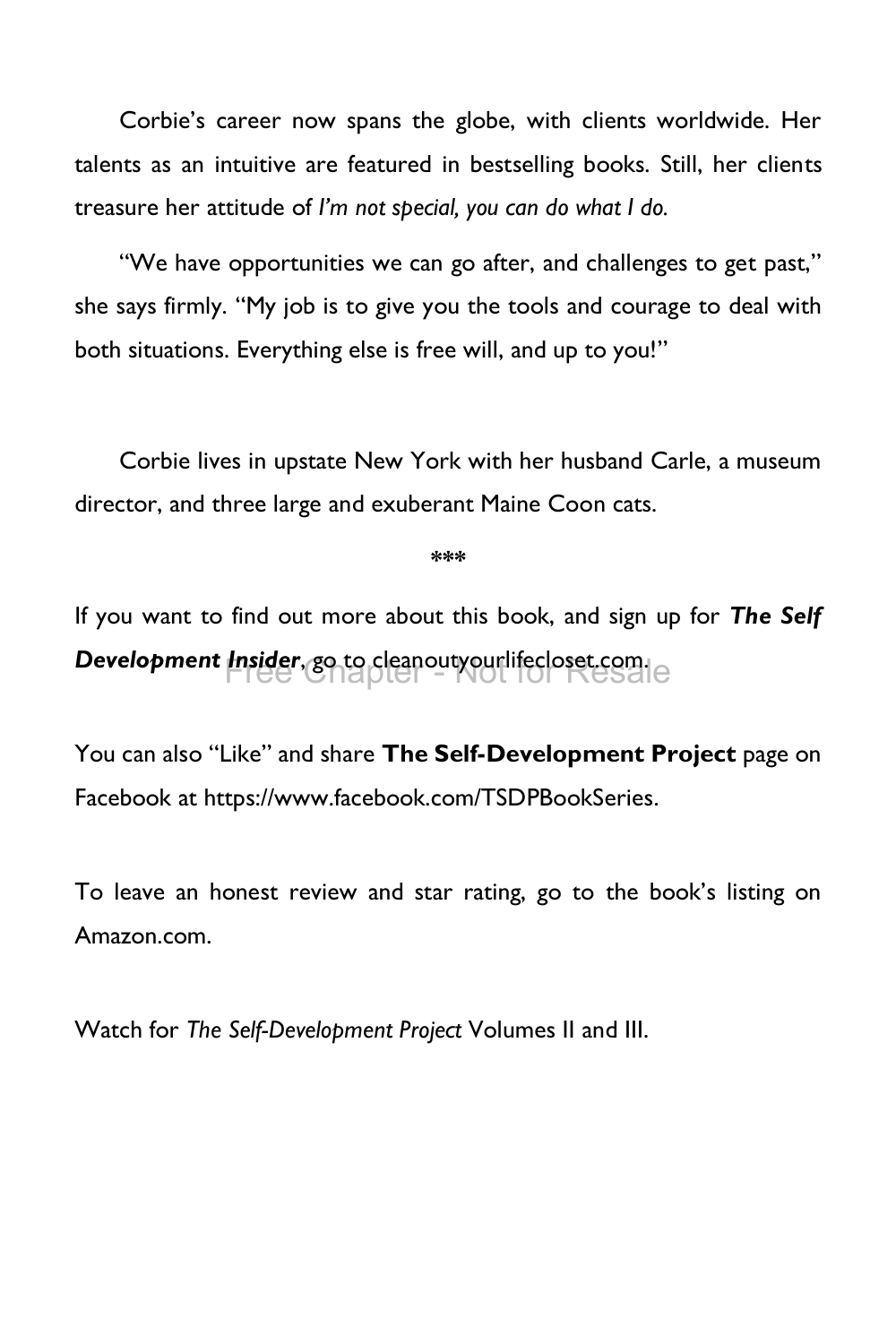Corbie's career now spans the globe, with clients worldwide. Her talents as an intuitive are featured in bestselling books. Still, her clients treasure her attitude of *I'm not special, you can do what I do.*

"We have opportunities we can go after, and challenges to get past," she says firmly. "My job is to give you the tools and courage to deal with both situations. Everything else is free will, and up to you!"

Corbie lives in upstate New York with her husband Carle, a museum director, and three large and exuberant Maine Coon cats.

***

If you want to find out more about this book, and sign up for ***The Self Development Insider***, go to cleanoutyourlifecloset.com.

You can also "Like" and share **The Self-Development Project** page on Facebook at https://www.facebook.com/TSDPBookSeries.

To leave an honest review and star rating, go to the book's listing on Amazon.com.

Watch for *The Self-Development Project* Volumes II and III.